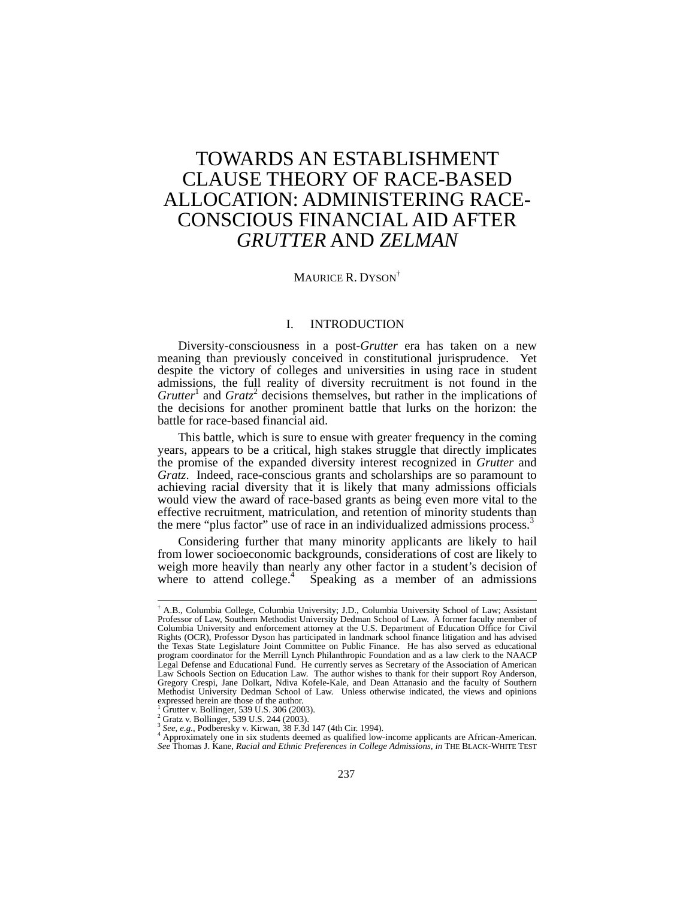# TOWARDS AN ESTABLISHMENT CLAUSE THEORY OF RACE-BASED ALLOCATION: ADMINISTERING RACE-CONSCIOUS FINANCIAL AID AFTER *GRUTTER* AND *ZELMAN*

MAURICE R. DYSON[†]

## I. INTRODUCTION

Diversity-consciousness in a post-*Grutter* era has taken on a new meaning than previously conceived in constitutional jurisprudence. Yet despite the victory of colleges and universities in using race in student admissions, the full reality of diversity recruitment is not found in the *Grutter*[1] and *Gratz*[2] decisions themselves, but rather in the implications of the decisions for another prominent battle that lurks on the horizon: the battle for race-based financial aid.

This battle, which is sure to ensue with greater frequency in the coming years, appears to be a critical, high stakes struggle that directly implicates the promise of the expanded diversity interest recognized in *Grutter* and *Gratz*. Indeed, race-conscious grants and scholarships are so paramount to achieving racial diversity that it is likely that many admissions officials would view the award of race-based grants as being even more vital to the effective recruitment, matriculation, and retention of minority students than the mere "plus factor" use of race in an individualized admissions process.[3]

Considering further that many minority applicants are likely to hail from lower socioeconomic backgrounds, considerations of cost are likely to weigh more heavily than nearly any other factor in a student's decision of where to attend college.[4] Speaking as a member of an admissions

---

[†] A.B., Columbia College, Columbia University; J.D., Columbia University School of Law; Assistant Professor of Law, Southern Methodist University Dedman School of Law. A former faculty member of Columbia University and enforcement attorney at the U.S. Department of Education Office for Civil Rights (OCR), Professor Dyson has participated in landmark school finance litigation and has advised the Texas State Legislature Joint Committee on Public Finance. He has also served as educational program coordinator for the Merrill Lynch Philanthropic Foundation and as a law clerk to the NAACP Legal Defense and Educational Fund. He currently serves as Secretary of the Association of American Law Schools Section on Education Law. The author wishes to thank for their support Roy Anderson, Gregory Crespi, Jane Dolkart, Ndiva Kofele-Kale, and Dean Attanasio and the faculty of Southern Methodist University Dedman School of Law. Unless otherwise indicated, the views and opinions expressed herein are those of the author.

[1] Grutter v. Bollinger, 539 U.S. 306 (2003).

[2] Gratz v. Bollinger, 539 U.S. 244 (2003).

[3] *See, e.g.*, Podberesky v. Kirwan, 38 F.3d 147 (4th Cir. 1994).

[4] Approximately one in six students deemed as qualified low-income applicants are African-American. *See* Thomas J. Kane, *Racial and Ethnic Preferences in College Admissions*, *in* THE BLACK-WHITE TEST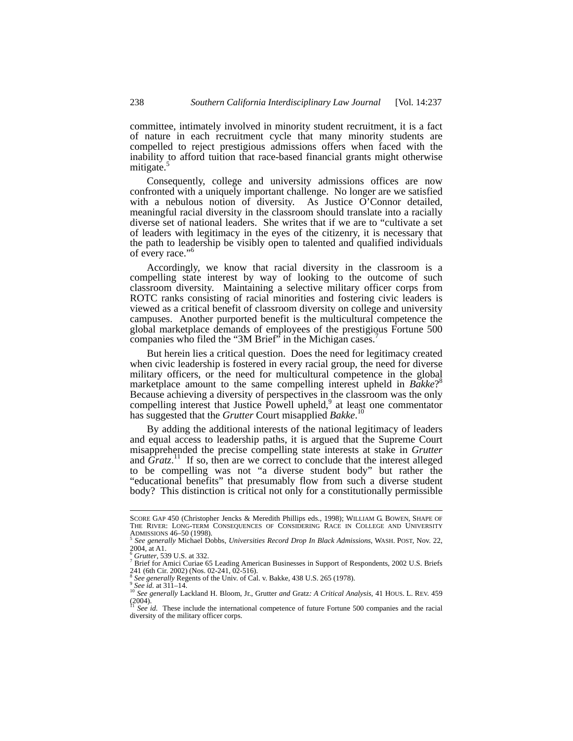committee, intimately involved in minority student recruitment, it is a fact of nature in each recruitment cycle that many minority students are compelled to reject prestigious admissions offers when faced with the inability to afford tuition that race-based financial grants might otherwise mitigate.[5]

Consequently, college and university admissions offices are now confronted with a uniquely important challenge. No longer are we satisfied with a nebulous notion of diversity. As Justice O'Connor detailed, meaningful racial diversity in the classroom should translate into a racially diverse set of national leaders. She writes that if we are to "cultivate a set of leaders with legitimacy in the eyes of the citizenry, it is necessary that the path to leadership be visibly open to talented and qualified individuals of every race."[6]

Accordingly, we know that racial diversity in the classroom is a compelling state interest by way of looking to the outcome of such classroom diversity. Maintaining a selective military officer corps from ROTC ranks consisting of racial minorities and fostering civic leaders is viewed as a critical benefit of classroom diversity on college and university campuses. Another purported benefit is the multicultural competence the global marketplace demands of employees of the prestigious Fortune 500 companies who filed the "3M Brief" in the Michigan cases.[7]

But herein lies a critical question. Does the need for legitimacy created when civic leadership is fostered in every racial group, the need for diverse military officers, or the need for multicultural competence in the global marketplace amount to the same compelling interest upheld in *Bakke*?[8] Because achieving a diversity of perspectives in the classroom was the only compelling interest that Justice Powell upheld,[9] at least one commentator has suggested that the *Grutter* Court misapplied *Bakke*.[10]

By adding the additional interests of the national legitimacy of leaders and equal access to leadership paths, it is argued that the Supreme Court misapprehended the precise compelling state interests at stake in *Grutter* and *Gratz*.[11] If so, then are we correct to conclude that the interest alleged to be compelling was not "a diverse student body" but rather the "educational benefits" that presumably flow from such a diverse student body? This distinction is critical not only for a constitutionally permissible

---

SCORE GAP 450 (Christopher Jencks & Meredith Phillips eds., 1998); WILLIAM G. BOWEN, SHAPE OF THE RIVER: LONG-TERM CONSEQUENCES OF CONSIDERING RACE IN COLLEGE AND UNIVERSITY ADMISSIONS 46–50 (1998).

[5] *See generally* Michael Dobbs, *Universities Record Drop In Black Admissions*, WASH. POST, Nov. 22, 2004, at A1.

[6] *Grutter*, 539 U.S. at 332.

[7] Brief for Amici Curiae 65 Leading American Businesses in Support of Respondents, 2002 U.S. Briefs 241 (6th Cir. 2002) (Nos. 02-241, 02-516).

[8] *See generally* Regents of the Univ. of Cal. v. Bakke, 438 U.S. 265 (1978).

[9] *See id.* at 311–14.

[10] *See generally* Lackland H. Bloom, Jr., Grutter *and* Gratz*: A Critical Analysis*, 41 HOUS. L. REV. 459 (2004).

[11] *See id.* These include the international competence of future Fortune 500 companies and the racial diversity of the military officer corps.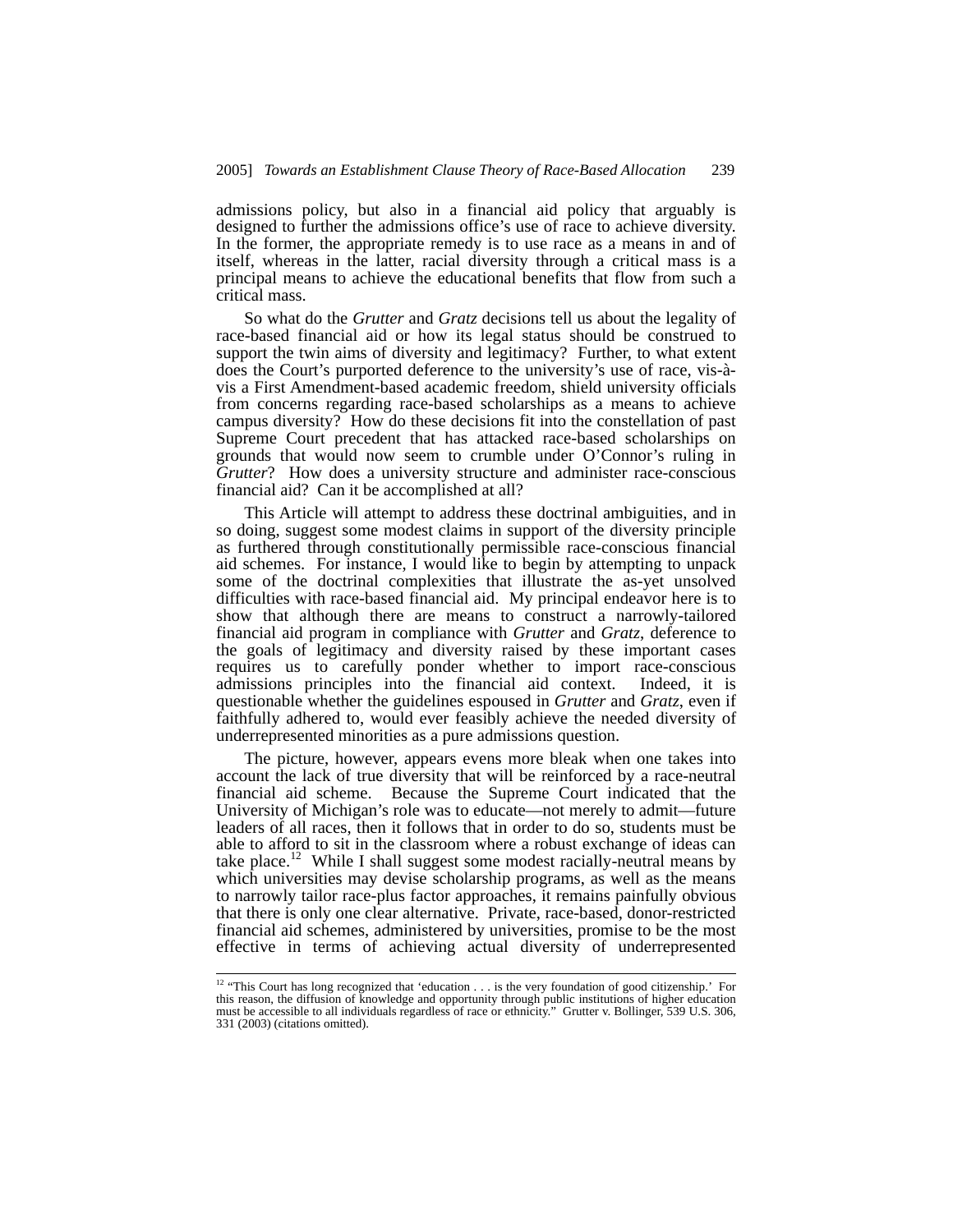admissions policy, but also in a financial aid policy that arguably is designed to further the admissions office's use of race to achieve diversity. In the former, the appropriate remedy is to use race as a means in and of itself, whereas in the latter, racial diversity through a critical mass is a principal means to achieve the educational benefits that flow from such a critical mass.

So what do the *Grutter* and *Gratz* decisions tell us about the legality of race-based financial aid or how its legal status should be construed to support the twin aims of diversity and legitimacy? Further, to what extent does the Court's purported deference to the university's use of race, vis-à-vis a First Amendment-based academic freedom, shield university officials from concerns regarding race-based scholarships as a means to achieve campus diversity? How do these decisions fit into the constellation of past Supreme Court precedent that has attacked race-based scholarships on grounds that would now seem to crumble under O'Connor's ruling in *Grutter*? How does a university structure and administer race-conscious financial aid? Can it be accomplished at all?

This Article will attempt to address these doctrinal ambiguities, and in so doing, suggest some modest claims in support of the diversity principle as furthered through constitutionally permissible race-conscious financial aid schemes. For instance, I would like to begin by attempting to unpack some of the doctrinal complexities that illustrate the as-yet unsolved difficulties with race-based financial aid. My principal endeavor here is to show that although there are means to construct a narrowly-tailored financial aid program in compliance with *Grutter* and *Gratz*, deference to the goals of legitimacy and diversity raised by these important cases requires us to carefully ponder whether to import race-conscious admissions principles into the financial aid context. Indeed, it is questionable whether the guidelines espoused in *Grutter* and *Gratz*, even if faithfully adhered to, would ever feasibly achieve the needed diversity of underrepresented minorities as a pure admissions question.

The picture, however, appears evens more bleak when one takes into account the lack of true diversity that will be reinforced by a race-neutral financial aid scheme. Because the Supreme Court indicated that the University of Michigan's role was to educate—not merely to admit—future leaders of all races, then it follows that in order to do so, students must be able to afford to sit in the classroom where a robust exchange of ideas can take place.[12] While I shall suggest some modest racially-neutral means by which universities may devise scholarship programs, as well as the means to narrowly tailor race-plus factor approaches, it remains painfully obvious that there is only one clear alternative. Private, race-based, donor-restricted financial aid schemes, administered by universities, promise to be the most effective in terms of achieving actual diversity of underrepresented

[12] "This Court has long recognized that 'education . . . is the very foundation of good citizenship.' For this reason, the diffusion of knowledge and opportunity through public institutions of higher education must be accessible to all individuals regardless of race or ethnicity." Grutter v. Bollinger, 539 U.S. 306, 331 (2003) (citations omitted).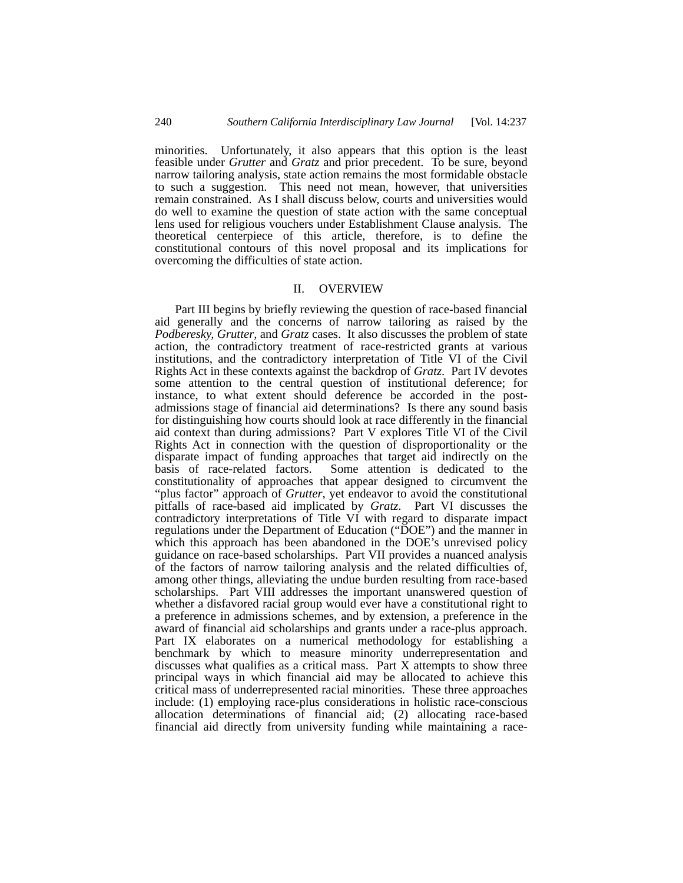minorities. Unfortunately, it also appears that this option is the least feasible under *Grutter* and *Gratz* and prior precedent. To be sure, beyond narrow tailoring analysis, state action remains the most formidable obstacle to such a suggestion. This need not mean, however, that universities remain constrained. As I shall discuss below, courts and universities would do well to examine the question of state action with the same conceptual lens used for religious vouchers under Establishment Clause analysis. The theoretical centerpiece of this article, therefore, is to define the constitutional contours of this novel proposal and its implications for overcoming the difficulties of state action.

## II. OVERVIEW

Part III begins by briefly reviewing the question of race-based financial aid generally and the concerns of narrow tailoring as raised by the *Podberesky*, *Grutter*, and *Gratz* cases. It also discusses the problem of state action, the contradictory treatment of race-restricted grants at various institutions, and the contradictory interpretation of Title VI of the Civil Rights Act in these contexts against the backdrop of *Gratz*. Part IV devotes some attention to the central question of institutional deference; for instance, to what extent should deference be accorded in the post-admissions stage of financial aid determinations? Is there any sound basis for distinguishing how courts should look at race differently in the financial aid context than during admissions? Part V explores Title VI of the Civil Rights Act in connection with the question of disproportionality or the disparate impact of funding approaches that target aid indirectly on the basis of race-related factors. Some attention is dedicated to the constitutionality of approaches that appear designed to circumvent the "plus factor" approach of *Grutter*, yet endeavor to avoid the constitutional pitfalls of race-based aid implicated by *Gratz*. Part VI discusses the contradictory interpretations of Title VI with regard to disparate impact regulations under the Department of Education ("DOE") and the manner in which this approach has been abandoned in the DOE's unrevised policy guidance on race-based scholarships. Part VII provides a nuanced analysis of the factors of narrow tailoring analysis and the related difficulties of, among other things, alleviating the undue burden resulting from race-based scholarships. Part VIII addresses the important unanswered question of whether a disfavored racial group would ever have a constitutional right to a preference in admissions schemes, and by extension, a preference in the award of financial aid scholarships and grants under a race-plus approach. Part IX elaborates on a numerical methodology for establishing a benchmark by which to measure minority underrepresentation and discusses what qualifies as a critical mass. Part X attempts to show three principal ways in which financial aid may be allocated to achieve this critical mass of underrepresented racial minorities. These three approaches include: (1) employing race-plus considerations in holistic race-conscious allocation determinations of financial aid; (2) allocating race-based financial aid directly from university funding while maintaining a race-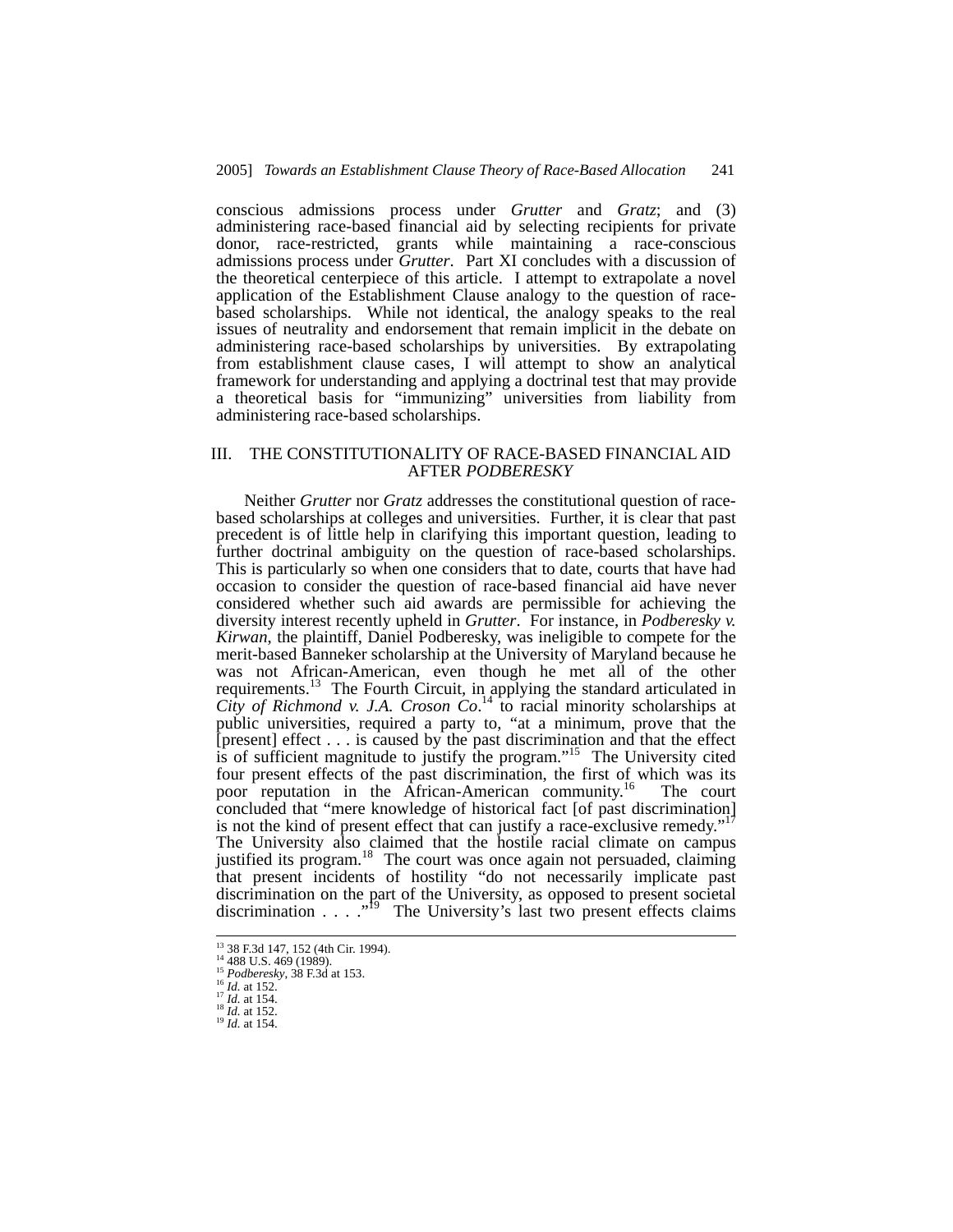conscious admissions process under *Grutter* and *Gratz*; and (3) administering race-based financial aid by selecting recipients for private donor, race-restricted, grants while maintaining a race-conscious admissions process under *Grutter*. Part XI concludes with a discussion of the theoretical centerpiece of this article. I attempt to extrapolate a novel application of the Establishment Clause analogy to the question of race-based scholarships. While not identical, the analogy speaks to the real issues of neutrality and endorsement that remain implicit in the debate on administering race-based scholarships by universities. By extrapolating from establishment clause cases, I will attempt to show an analytical framework for understanding and applying a doctrinal test that may provide a theoretical basis for "immunizing" universities from liability from administering race-based scholarships.

## III. THE CONSTITUTIONALITY OF RACE-BASED FINANCIAL AID AFTER *PODBERESKY*

Neither *Grutter* nor *Gratz* addresses the constitutional question of race-based scholarships at colleges and universities. Further, it is clear that past precedent is of little help in clarifying this important question, leading to further doctrinal ambiguity on the question of race-based scholarships. This is particularly so when one considers that to date, courts that have had occasion to consider the question of race-based financial aid have never considered whether such aid awards are permissible for achieving the diversity interest recently upheld in *Grutter*. For instance, in *Podberesky v. Kirwan*, the plaintiff, Daniel Podberesky, was ineligible to compete for the merit-based Banneker scholarship at the University of Maryland because he was not African-American, even though he met all of the other requirements.[13] The Fourth Circuit, in applying the standard articulated in *City of Richmond v. J.A. Croson Co*.[14] to racial minority scholarships at public universities, required a party to, "at a minimum, prove that the [present] effect . . . is caused by the past discrimination and that the effect is of sufficient magnitude to justify the program."[15] The University cited four present effects of the past discrimination, the first of which was its poor reputation in the African-American community.[16] The court concluded that "mere knowledge of historical fact [of past discrimination] is not the kind of present effect that can justify a race-exclusive remedy."[17] The University also claimed that the hostile racial climate on campus justified its program.[18] The court was once again not persuaded, claiming that present incidents of hostility "do not necessarily implicate past discrimination on the part of the University, as opposed to present societal discrimination . . . ."[19] The University's last two present effects claims

---

[13] 38 F.3d 147, 152 (4th Cir. 1994).
[14] 488 U.S. 469 (1989).
[15] *Podberesky*, 38 F.3d at 153.
[16] *Id.* at 152.
[17] *Id.* at 154.
[18] *Id.* at 152.
[19] *Id.* at 154.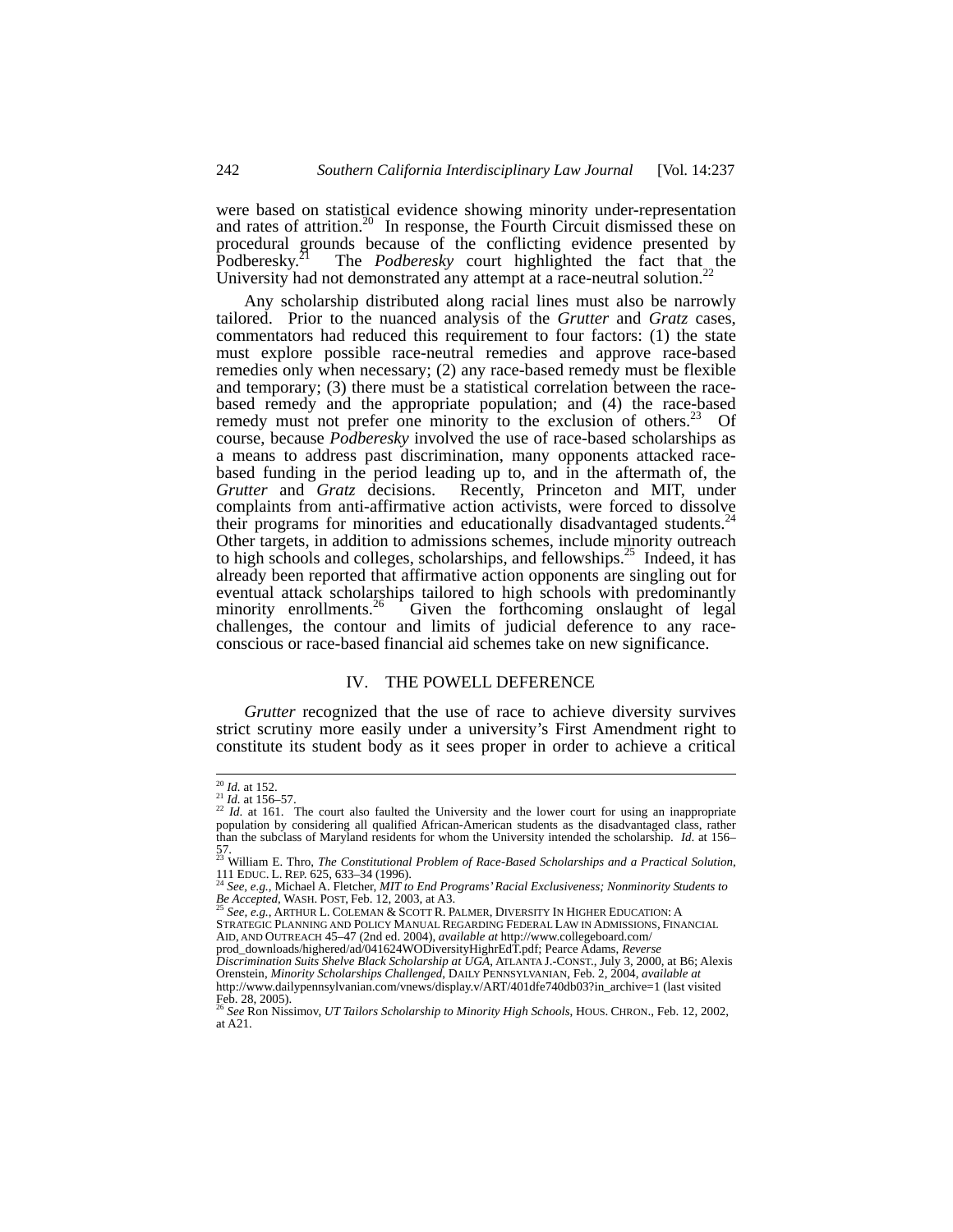were based on statistical evidence showing minority under-representation and rates of attrition.[20] In response, the Fourth Circuit dismissed these on procedural grounds because of the conflicting evidence presented by Podberesky.[21] The *Podberesky* court highlighted the fact that the University had not demonstrated any attempt at a race-neutral solution.[22]

Any scholarship distributed along racial lines must also be narrowly tailored. Prior to the nuanced analysis of the *Grutter* and *Gratz* cases, commentators had reduced this requirement to four factors: (1) the state must explore possible race-neutral remedies and approve race-based remedies only when necessary; (2) any race-based remedy must be flexible and temporary; (3) there must be a statistical correlation between the race-based remedy and the appropriate population; and (4) the race-based remedy must not prefer one minority to the exclusion of others.[23] Of course, because *Podberesky* involved the use of race-based scholarships as a means to address past discrimination, many opponents attacked race-based funding in the period leading up to, and in the aftermath of, the *Grutter* and *Gratz* decisions. Recently, Princeton and MIT, under complaints from anti-affirmative action activists, were forced to dissolve their programs for minorities and educationally disadvantaged students.[24] Other targets, in addition to admissions schemes, include minority outreach to high schools and colleges, scholarships, and fellowships.[25] Indeed, it has already been reported that affirmative action opponents are singling out for eventual attack scholarships tailored to high schools with predominantly minority enrollments.[26] Given the forthcoming onslaught of legal challenges, the contour and limits of judicial deference to any race-conscious or race-based financial aid schemes take on new significance.

## IV. THE POWELL DEFERENCE

*Grutter* recognized that the use of race to achieve diversity survives strict scrutiny more easily under a university's First Amendment right to constitute its student body as it sees proper in order to achieve a critical

---

[20] *Id.* at 152.

[21] *Id.* at 156–57.

[22] *Id.* at 161. The court also faulted the University and the lower court for using an inappropriate population by considering all qualified African-American students as the disadvantaged class, rather than the subclass of Maryland residents for whom the University intended the scholarship. *Id.* at 156–57.

[23] William E. Thro, *The Constitutional Problem of Race-Based Scholarships and a Practical Solution*, 111 EDUC. L. REP. 625, 633–34 (1996).

[24] *See, e.g.*, Michael A. Fletcher, *MIT to End Programs' Racial Exclusiveness; Nonminority Students to Be Accepted*, WASH. POST, Feb. 12, 2003, at A3.

[25] *See, e.g.*, ARTHUR L. COLEMAN & SCOTT R. PALMER, DIVERSITY IN HIGHER EDUCATION: A STRATEGIC PLANNING AND POLICY MANUAL REGARDING FEDERAL LAW IN ADMISSIONS, FINANCIAL AID, AND OUTREACH 45–47 (2nd ed. 2004), *available at* http://www.collegeboard.com/prod_downloads/highered/ad/041624WODiversityHighrEdT.pdf; Pearce Adams, *Reverse Discrimination Suits Shelve Black Scholarship at UGA*, ATLANTA J.-CONST., July 3, 2000, at B6; Alexis Orenstein, *Minority Scholarships Challenged*, DAILY PENNSYLVANIAN, Feb. 2, 2004, *available at* http://www.dailypennsylvanian.com/vnews/display.v/ART/401dfe740db03?in_archive=1 (last visited Feb. 28, 2005).

[26] *See* Ron Nissimov, *UT Tailors Scholarship to Minority High Schools*, HOUS. CHRON., Feb. 12, 2002, at A21.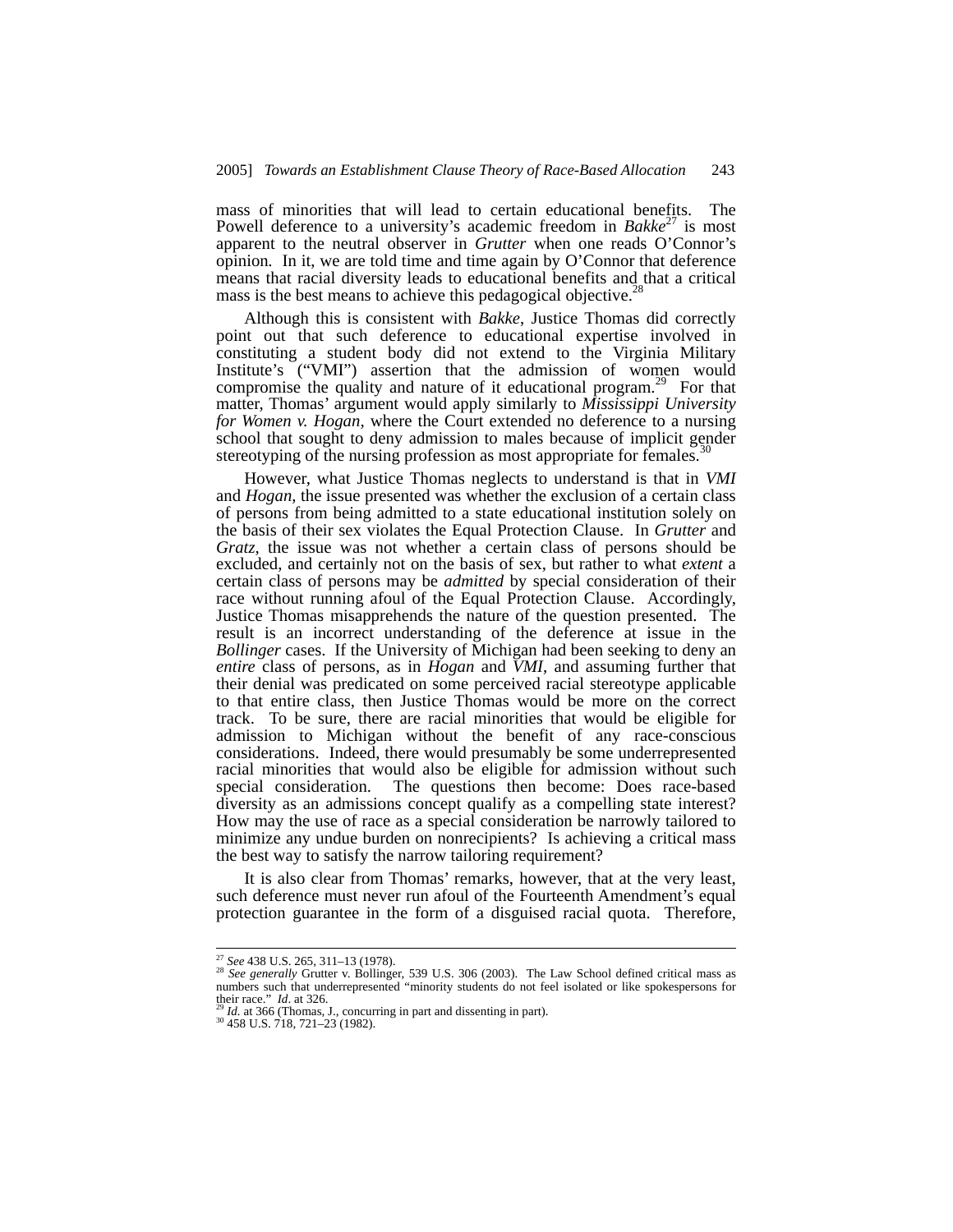mass of minorities that will lead to certain educational benefits. The Powell deference to a university's academic freedom in *Bakke*[27] is most apparent to the neutral observer in *Grutter* when one reads O'Connor's opinion. In it, we are told time and time again by O'Connor that deference means that racial diversity leads to educational benefits and that a critical mass is the best means to achieve this pedagogical objective.[28]

Although this is consistent with *Bakke*, Justice Thomas did correctly point out that such deference to educational expertise involved in constituting a student body did not extend to the Virginia Military Institute's ("VMI") assertion that the admission of women would compromise the quality and nature of it educational program.[29] For that matter, Thomas' argument would apply similarly to *Mississippi University for Women v. Hogan*, where the Court extended no deference to a nursing school that sought to deny admission to males because of implicit gender stereotyping of the nursing profession as most appropriate for females.[30]

However, what Justice Thomas neglects to understand is that in *VMI* and *Hogan*, the issue presented was whether the exclusion of a certain class of persons from being admitted to a state educational institution solely on the basis of their sex violates the Equal Protection Clause. In *Grutter* and *Gratz*, the issue was not whether a certain class of persons should be excluded, and certainly not on the basis of sex, but rather to what *extent* a certain class of persons may be *admitted* by special consideration of their race without running afoul of the Equal Protection Clause. Accordingly, Justice Thomas misapprehends the nature of the question presented. The result is an incorrect understanding of the deference at issue in the *Bollinger* cases. If the University of Michigan had been seeking to deny an *entire* class of persons, as in *Hogan* and *VMI*, and assuming further that their denial was predicated on some perceived racial stereotype applicable to that entire class, then Justice Thomas would be more on the correct track. To be sure, there are racial minorities that would be eligible for admission to Michigan without the benefit of any race-conscious considerations. Indeed, there would presumably be some underrepresented racial minorities that would also be eligible for admission without such special consideration. The questions then become: Does race-based diversity as an admissions concept qualify as a compelling state interest? How may the use of race as a special consideration be narrowly tailored to minimize any undue burden on nonrecipients? Is achieving a critical mass the best way to satisfy the narrow tailoring requirement?

It is also clear from Thomas' remarks, however, that at the very least, such deference must never run afoul of the Fourteenth Amendment's equal protection guarantee in the form of a disguised racial quota. Therefore,

---

[27] *See* 438 U.S. 265, 311–13 (1978).

[28] *See generally* Grutter v. Bollinger, 539 U.S. 306 (2003). The Law School defined critical mass as numbers such that underrepresented "minority students do not feel isolated or like spokespersons for their race." *Id.* at 326.

[29] *Id.* at 366 (Thomas, J., concurring in part and dissenting in part).

[30] 458 U.S. 718, 721–23 (1982).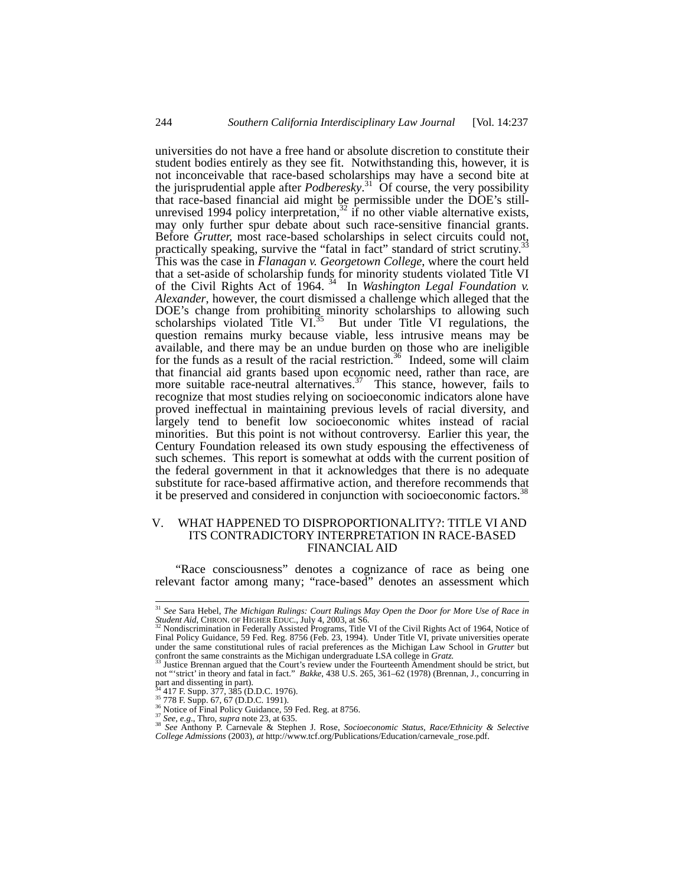universities do not have a free hand or absolute discretion to constitute their student bodies entirely as they see fit. Notwithstanding this, however, it is not inconceivable that race-based scholarships may have a second bite at the jurisprudential apple after *Podberesky*.[31] Of course, the very possibility that race-based financial aid might be permissible under the DOE's still-unrevised 1994 policy interpretation,[32] if no other viable alternative exists, may only further spur debate about such race-sensitive financial grants. Before *Grutter*, most race-based scholarships in select circuits could not, practically speaking, survive the "fatal in fact" standard of strict scrutiny.[33] This was the case in *Flanagan v. Georgetown College*, where the court held that a set-aside of scholarship funds for minority students violated Title VI of the Civil Rights Act of 1964.[34] In *Washington Legal Foundation v. Alexander*, however, the court dismissed a challenge which alleged that the DOE's change from prohibiting minority scholarships to allowing such scholarships violated Title VI.[35] But under Title VI regulations, the question remains murky because viable, less intrusive means may be available, and there may be an undue burden on those who are ineligible for the funds as a result of the racial restriction.[36] Indeed, some will claim that financial aid grants based upon economic need, rather than race, are more suitable race-neutral alternatives.[37] This stance, however, fails to recognize that most studies relying on socioeconomic indicators alone have proved ineffectual in maintaining previous levels of racial diversity, and largely tend to benefit low socioeconomic whites instead of racial minorities. But this point is not without controversy. Earlier this year, the Century Foundation released its own study espousing the effectiveness of such schemes. This report is somewhat at odds with the current position of the federal government in that it acknowledges that there is no adequate substitute for race-based affirmative action, and therefore recommends that it be preserved and considered in conjunction with socioeconomic factors.[38]

## V. WHAT HAPPENED TO DISPROPORTIONALITY?: TITLE VI AND ITS CONTRADICTORY INTERPRETATION IN RACE-BASED FINANCIAL AID

"Race consciousness" denotes a cognizance of race as being one relevant factor among many; "race-based" denotes an assessment which

---

[31] *See* Sara Hebel, *The Michigan Rulings: Court Rulings May Open the Door for More Use of Race in Student Aid*, CHRON. OF HIGHER EDUC., July 4, 2003, at S6.

[32] Nondiscrimination in Federally Assisted Programs, Title VI of the Civil Rights Act of 1964, Notice of Final Policy Guidance, 59 Fed. Reg. 8756 (Feb. 23, 1994). Under Title VI, private universities operate under the same constitutional rules of racial preferences as the Michigan Law School in *Grutter* but confront the same constraints as the Michigan undergraduate LSA college in *Gratz*.

[33] Justice Brennan argued that the Court's review under the Fourteenth Amendment should be strict, but not "'strict' in theory and fatal in fact." *Bakke*, 438 U.S. 265, 361–62 (1978) (Brennan, J., concurring in part and dissenting in part).

[34] 417 F. Supp. 377, 385 (D.D.C. 1976).

[35] 778 F. Supp. 67, 67 (D.D.C. 1991).

[36] Notice of Final Policy Guidance, 59 Fed. Reg. at 8756.

[37] *See, e.g.*, Thro, *supra* note 23, at 635.

[38] *See* Anthony P. Carnevale & Stephen J. Rose, *Socioeconomic Status, Race/Ethnicity & Selective College Admissions* (2003), *at* http://www.tcf.org/Publications/Education/carnevale_rose.pdf.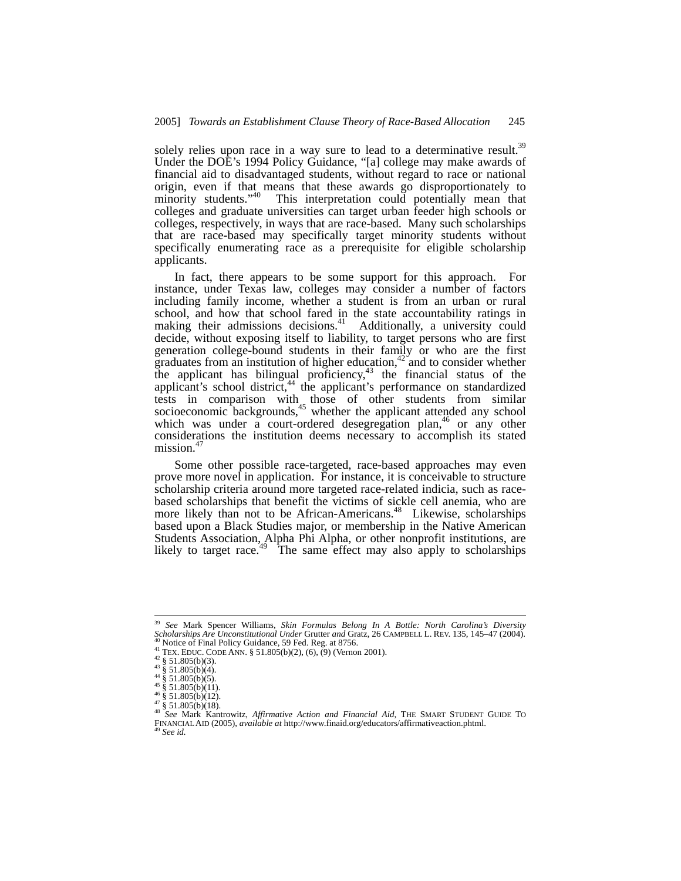solely relies upon race in a way sure to lead to a determinative result.[39] Under the DOE's 1994 Policy Guidance, "[a] college may make awards of financial aid to disadvantaged students, without regard to race or national origin, even if that means that these awards go disproportionately to minority students."[40] This interpretation could potentially mean that colleges and graduate universities can target urban feeder high schools or colleges, respectively, in ways that are race-based. Many such scholarships that are race-based may specifically target minority students without specifically enumerating race as a prerequisite for eligible scholarship applicants.

In fact, there appears to be some support for this approach. For instance, under Texas law, colleges may consider a number of factors including family income, whether a student is from an urban or rural school, and how that school fared in the state accountability ratings in making their admissions decisions.[41] Additionally, a university could decide, without exposing itself to liability, to target persons who are first generation college-bound students in their family or who are the first graduates from an institution of higher education,[42] and to consider whether the applicant has bilingual proficiency,[43] the financial status of the applicant's school district,[44] the applicant's performance on standardized tests in comparison with those of other students from similar socioeconomic backgrounds,[45] whether the applicant attended any school which was under a court-ordered desegregation plan,[46] or any other considerations the institution deems necessary to accomplish its stated mission.[47]

Some other possible race-targeted, race-based approaches may even prove more novel in application. For instance, it is conceivable to structure scholarship criteria around more targeted race-related indicia, such as race-based scholarships that benefit the victims of sickle cell anemia, who are more likely than not to be African-Americans.[48] Likewise, scholarships based upon a Black Studies major, or membership in the Native American Students Association, Alpha Phi Alpha, or other nonprofit institutions, are likely to target race.[49] The same effect may also apply to scholarships

---

[39] *See* Mark Spencer Williams, *Skin Formulas Belong In A Bottle: North Carolina's Diversity Scholarships Are Unconstitutional Under* Grutter *and* Gratz, 26 CAMPBELL L. REV. 135, 145–47 (2004).
[40] Notice of Final Policy Guidance, 59 Fed. Reg. at 8756.
[41] TEX. EDUC. CODE ANN. § 51.805(b)(2), (6), (9) (Vernon 2001).
[42] § 51.805(b)(3).
[43] § 51.805(b)(4).
[44] § 51.805(b)(5).
[45] § 51.805(b)(11).
[46] § 51.805(b)(12).
[47] § 51.805(b)(18).
[48] *See* Mark Kantrowitz, *Affirmative Action and Financial Aid*, THE SMART STUDENT GUIDE TO FINANCIAL AID (2005), *available at* http://www.finaid.org/educators/affirmativeaction.phtml.
[49] *See id.*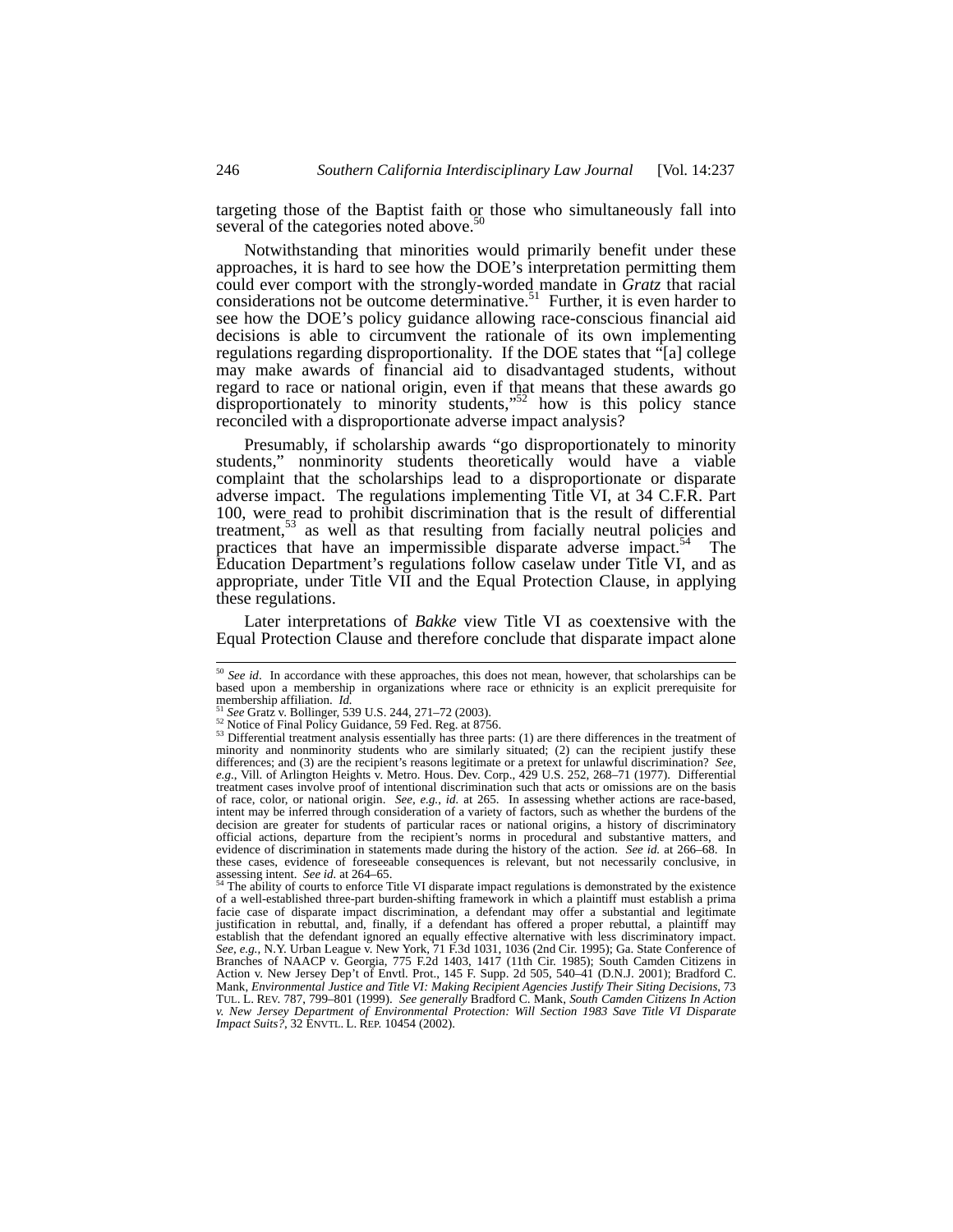targeting those of the Baptist faith or those who simultaneously fall into several of the categories noted above.[50]

Notwithstanding that minorities would primarily benefit under these approaches, it is hard to see how the DOE's interpretation permitting them could ever comport with the strongly-worded mandate in *Gratz* that racial considerations not be outcome determinative.[51] Further, it is even harder to see how the DOE's policy guidance allowing race-conscious financial aid decisions is able to circumvent the rationale of its own implementing regulations regarding disproportionality. If the DOE states that "[a] college may make awards of financial aid to disadvantaged students, without regard to race or national origin, even if that means that these awards go disproportionately to minority students,"[52] how is this policy stance reconciled with a disproportionate adverse impact analysis?

Presumably, if scholarship awards "go disproportionately to minority students," nonminority students theoretically would have a viable complaint that the scholarships lead to a disproportionate or disparate adverse impact. The regulations implementing Title VI, at 34 C.F.R. Part 100, were read to prohibit discrimination that is the result of differential treatment,[53] as well as that resulting from facially neutral policies and practices that have an impermissible disparate adverse impact.[54] The Education Department's regulations follow caselaw under Title VI, and as appropriate, under Title VII and the Equal Protection Clause, in applying these regulations.

Later interpretations of *Bakke* view Title VI as coextensive with the Equal Protection Clause and therefore conclude that disparate impact alone

---

[50] *See id*. In accordance with these approaches, this does not mean, however, that scholarships can be based upon a membership in organizations where race or ethnicity is an explicit prerequisite for membership affiliation. *Id.*

[51] *See* Gratz v. Bollinger, 539 U.S. 244, 271–72 (2003).

[52] Notice of Final Policy Guidance, 59 Fed. Reg. at 8756.

[53] Differential treatment analysis essentially has three parts: (1) are there differences in the treatment of minority and nonminority students who are similarly situated; (2) can the recipient justify these differences; and (3) are the recipient's reasons legitimate or a pretext for unlawful discrimination? *See, e.g.*, Vill. of Arlington Heights v. Metro. Hous. Dev. Corp., 429 U.S. 252, 268–71 (1977). Differential treatment cases involve proof of intentional discrimination such that acts or omissions are on the basis of race, color, or national origin. *See, e.g.*, *id.* at 265. In assessing whether actions are race-based, intent may be inferred through consideration of a variety of factors, such as whether the burdens of the decision are greater for students of particular races or national origins, a history of discriminatory official actions, departure from the recipient's norms in procedural and substantive matters, and evidence of discrimination in statements made during the history of the action. *See id.* at 266–68. In these cases, evidence of foreseeable consequences is relevant, but not necessarily conclusive, in assessing intent. *See id.* at 264–65.

[54] The ability of courts to enforce Title VI disparate impact regulations is demonstrated by the existence of a well-established three-part burden-shifting framework in which a plaintiff must establish a prima facie case of disparate impact discrimination, a defendant may offer a substantial and legitimate justification in rebuttal, and, finally, if a defendant has offered a proper rebuttal, a plaintiff may establish that the defendant ignored an equally effective alternative with less discriminatory impact. *See, e.g.*, N.Y. Urban League v. New York, 71 F.3d 1031, 1036 (2nd Cir. 1995); Ga. State Conference of Branches of NAACP v. Georgia, 775 F.2d 1403, 1417 (11th Cir. 1985); South Camden Citizens in Action v. New Jersey Dep't of Envtl. Prot., 145 F. Supp. 2d 505, 540–41 (D.N.J. 2001); Bradford C. Mank, *Environmental Justice and Title VI: Making Recipient Agencies Justify Their Siting Decisions*, 73 TUL. L. REV. 787, 799–801 (1999). *See generally* Bradford C. Mank, *South Camden Citizens In Action v. New Jersey Department of Environmental Protection: Will Section 1983 Save Title VI Disparate Impact Suits?*, 32 ENVTL. L. REP. 10454 (2002).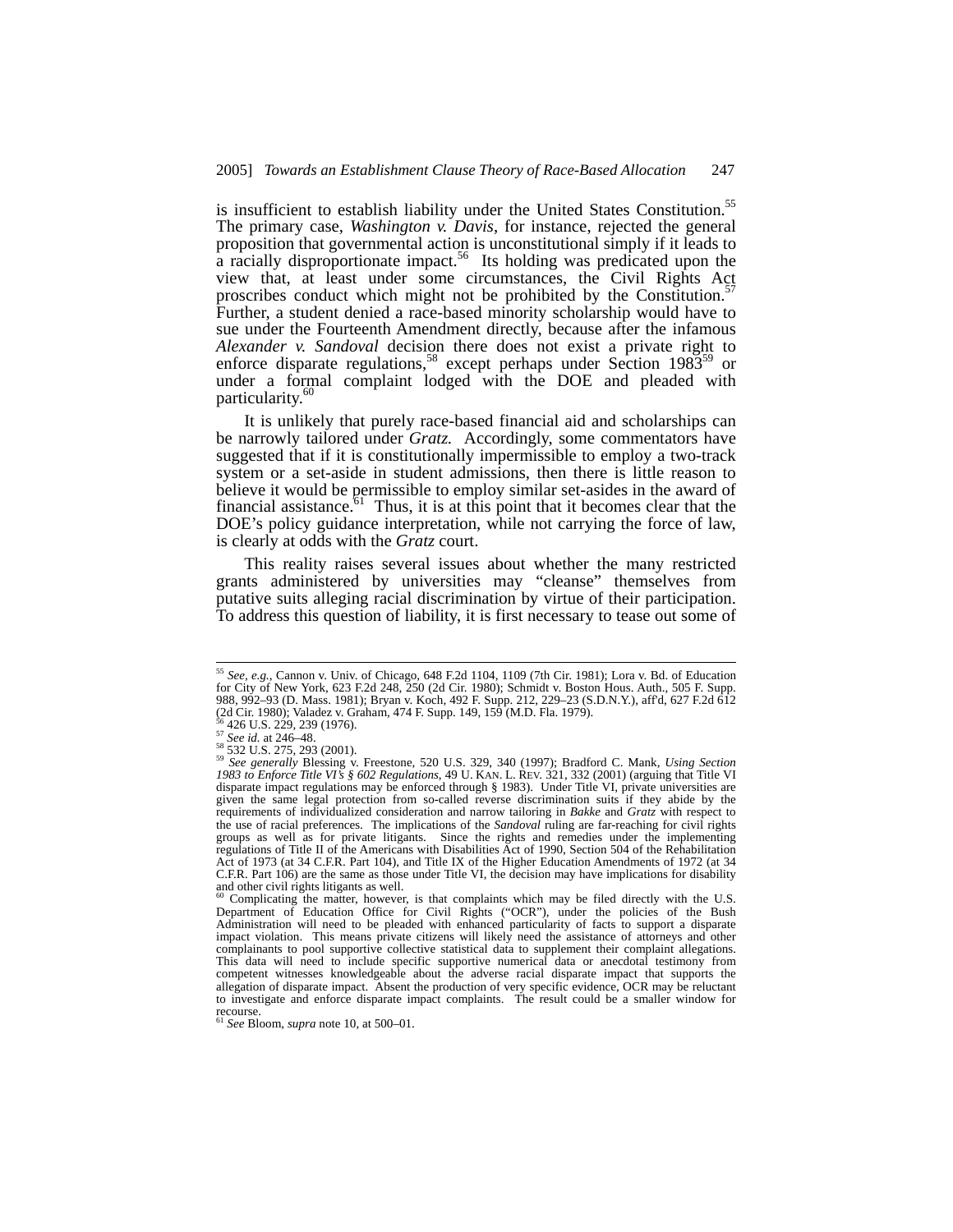is insufficient to establish liability under the United States Constitution.[55] The primary case, *Washington v. Davis*, for instance, rejected the general proposition that governmental action is unconstitutional simply if it leads to a racially disproportionate impact.[56] Its holding was predicated upon the view that, at least under some circumstances, the Civil Rights Act proscribes conduct which might not be prohibited by the Constitution.[57] Further, a student denied a race-based minority scholarship would have to sue under the Fourteenth Amendment directly, because after the infamous *Alexander v. Sandoval* decision there does not exist a private right to enforce disparate regulations,[58] except perhaps under Section 1983[59] or under a formal complaint lodged with the DOE and pleaded with particularity.[60]

It is unlikely that purely race-based financial aid and scholarships can be narrowly tailored under *Gratz.* Accordingly, some commentators have suggested that if it is constitutionally impermissible to employ a two-track system or a set-aside in student admissions, then there is little reason to believe it would be permissible to employ similar set-asides in the award of financial assistance.[61] Thus, it is at this point that it becomes clear that the DOE's policy guidance interpretation, while not carrying the force of law, is clearly at odds with the *Gratz* court.

This reality raises several issues about whether the many restricted grants administered by universities may "cleanse" themselves from putative suits alleging racial discrimination by virtue of their participation. To address this question of liability, it is first necessary to tease out some of

---

[55] *See, e.g.*, Cannon v. Univ. of Chicago, 648 F.2d 1104, 1109 (7th Cir. 1981); Lora v. Bd. of Education for City of New York, 623 F.2d 248, 250 (2d Cir. 1980); Schmidt v. Boston Hous. Auth., 505 F. Supp. 988, 992–93 (D. Mass. 1981); Bryan v. Koch, 492 F. Supp. 212, 229–23 (S.D.N.Y.), aff'd, 627 F.2d 612 (2d Cir. 1980); Valadez v. Graham, 474 F. Supp. 149, 159 (M.D. Fla. 1979).

[56] 426 U.S. 229, 239 (1976).

[57] *See id.* at 246–48.

[58] 532 U.S. 275, 293 (2001).

[59] *See generally* Blessing v. Freestone, 520 U.S. 329, 340 (1997); Bradford C. Mank, *Using Section 1983 to Enforce Title VI's § 602 Regulations*, 49 U. KAN. L. REV. 321, 332 (2001) (arguing that Title VI disparate impact regulations may be enforced through § 1983). Under Title VI, private universities are given the same legal protection from so-called reverse discrimination suits if they abide by the requirements of individualized consideration and narrow tailoring in *Bakke* and *Gratz* with respect to the use of racial preferences. The implications of the *Sandoval* ruling are far-reaching for civil rights groups as well as for private litigants. Since the rights and remedies under the implementing regulations of Title II of the Americans with Disabilities Act of 1990, Section 504 of the Rehabilitation Act of 1973 (at 34 C.F.R. Part 104), and Title IX of the Higher Education Amendments of 1972 (at 34 C.F.R. Part 106) are the same as those under Title VI, the decision may have implications for disability and other civil rights litigants as well.

[60] Complicating the matter, however, is that complaints which may be filed directly with the U.S. Department of Education Office for Civil Rights ("OCR"), under the policies of the Bush Administration will need to be pleaded with enhanced particularity of facts to support a disparate impact violation. This means private citizens will likely need the assistance of attorneys and other complainants to pool supportive collective statistical data to supplement their complaint allegations. This data will need to include specific supportive numerical data or anecdotal testimony from competent witnesses knowledgeable about the adverse racial disparate impact that supports the allegation of disparate impact. Absent the production of very specific evidence, OCR may be reluctant to investigate and enforce disparate impact complaints. The result could be a smaller window for recourse.

[61] *See* Bloom, *supra* note 10, at 500–01.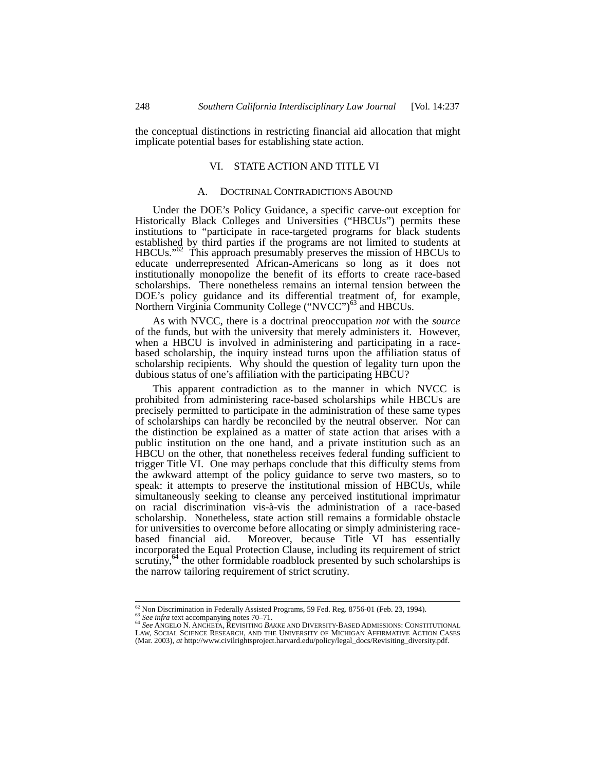the conceptual distinctions in restricting financial aid allocation that might implicate potential bases for establishing state action.

## VI. STATE ACTION AND TITLE VI

### A. DOCTRINAL CONTRADICTIONS ABOUND

Under the DOE's Policy Guidance, a specific carve-out exception for Historically Black Colleges and Universities ("HBCUs") permits these institutions to "participate in race-targeted programs for black students established by third parties if the programs are not limited to students at HBCUs."[62] This approach presumably preserves the mission of HBCUs to educate underrepresented African-Americans so long as it does not institutionally monopolize the benefit of its efforts to create race-based scholarships. There nonetheless remains an internal tension between the DOE's policy guidance and its differential treatment of, for example, Northern Virginia Community College ("NVCC")[63] and HBCUs.

As with NVCC, there is a doctrinal preoccupation *not* with the *source* of the funds, but with the university that merely administers it. However, when a HBCU is involved in administering and participating in a race-based scholarship, the inquiry instead turns upon the affiliation status of scholarship recipients. Why should the question of legality turn upon the dubious status of one's affiliation with the participating HBCU?

This apparent contradiction as to the manner in which NVCC is prohibited from administering race-based scholarships while HBCUs are precisely permitted to participate in the administration of these same types of scholarships can hardly be reconciled by the neutral observer. Nor can the distinction be explained as a matter of state action that arises with a public institution on the one hand, and a private institution such as an HBCU on the other, that nonetheless receives federal funding sufficient to trigger Title VI. One may perhaps conclude that this difficulty stems from the awkward attempt of the policy guidance to serve two masters, so to speak: it attempts to preserve the institutional mission of HBCUs, while simultaneously seeking to cleanse any perceived institutional imprimatur on racial discrimination vis-à-vis the administration of a race-based scholarship. Nonetheless, state action still remains a formidable obstacle for universities to overcome before allocating or simply administering race-based financial aid. Moreover, because Title VI has essentially incorporated the Equal Protection Clause, including its requirement of strict scrutiny,[64] the other formidable roadblock presented by such scholarships is the narrow tailoring requirement of strict scrutiny.

---

[62] Non Discrimination in Federally Assisted Programs, 59 Fed. Reg. 8756-01 (Feb. 23, 1994).

[63] *See infra* text accompanying notes 70–71.

[64] *See* ANGELO N. ANCHETA, REVISITING *BAKKE* AND DIVERSITY-BASED ADMISSIONS: CONSTITUTIONAL LAW, SOCIAL SCIENCE RESEARCH, AND THE UNIVERSITY OF MICHIGAN AFFIRMATIVE ACTION CASES (Mar. 2003), *at* http://www.civilrightsproject.harvard.edu/policy/legal_docs/Revisiting_diversity.pdf.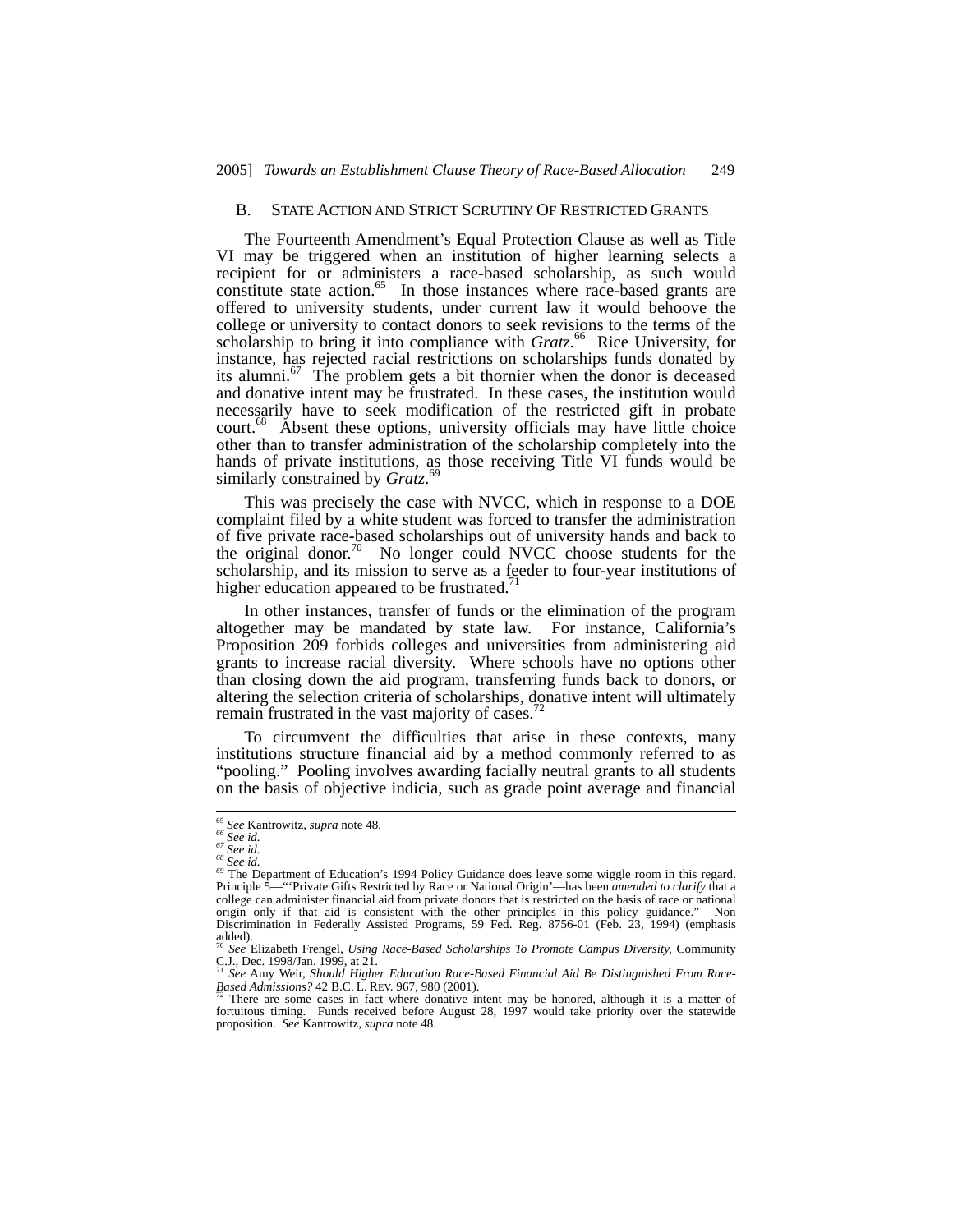### B. State Action and Strict Scrutiny Of Restricted Grants

The Fourteenth Amendment's Equal Protection Clause as well as Title VI may be triggered when an institution of higher learning selects a recipient for or administers a race-based scholarship, as such would constitute state action.[65] In those instances where race-based grants are offered to university students, under current law it would behoove the college or university to contact donors to seek revisions to the terms of the scholarship to bring it into compliance with *Gratz*.[66] Rice University, for instance, has rejected racial restrictions on scholarships funds donated by its alumni.[67] The problem gets a bit thornier when the donor is deceased and donative intent may be frustrated. In these cases, the institution would necessarily have to seek modification of the restricted gift in probate court.[68] Absent these options, university officials may have little choice other than to transfer administration of the scholarship completely into the hands of private institutions, as those receiving Title VI funds would be similarly constrained by *Gratz*.[69]

This was precisely the case with NVCC, which in response to a DOE complaint filed by a white student was forced to transfer the administration of five private race-based scholarships out of university hands and back to the original donor.[70] No longer could NVCC choose students for the scholarship, and its mission to serve as a feeder to four-year institutions of higher education appeared to be frustrated.[71]

In other instances, transfer of funds or the elimination of the program altogether may be mandated by state law. For instance, California's Proposition 209 forbids colleges and universities from administering aid grants to increase racial diversity. Where schools have no options other than closing down the aid program, transferring funds back to donors, or altering the selection criteria of scholarships, donative intent will ultimately remain frustrated in the vast majority of cases.[72]

To circumvent the difficulties that arise in these contexts, many institutions structure financial aid by a method commonly referred to as "pooling." Pooling involves awarding facially neutral grants to all students on the basis of objective indicia, such as grade point average and financial

---

[65] *See* Kantrowitz, *supra* note 48.

[66] *See id.*

[67] *See id.*

[68] *See id.*

[69] The Department of Education's 1994 Policy Guidance does leave some wiggle room in this regard. Principle 5—"'Private Gifts Restricted by Race or National Origin'—has been *amended to clarify* that a college can administer financial aid from private donors that is restricted on the basis of race or national origin only if that aid is consistent with the other principles in this policy guidance." Non Discrimination in Federally Assisted Programs, 59 Fed. Reg. 8756-01 (Feb. 23, 1994) (emphasis added).

[70] *See* Elizabeth Frengel, *Using Race-Based Scholarships To Promote Campus Diversity*, Community C.J., Dec. 1998/Jan. 1999, at 21.

[71] *See* Amy Weir, *Should Higher Education Race-Based Financial Aid Be Distinguished From Race-Based Admissions?* 42 B.C. L. Rev. 967, 980 (2001).

[72] There are some cases in fact where donative intent may be honored, although it is a matter of fortuitous timing. Funds received before August 28, 1997 would take priority over the statewide proposition. *See* Kantrowitz, *supra* note 48.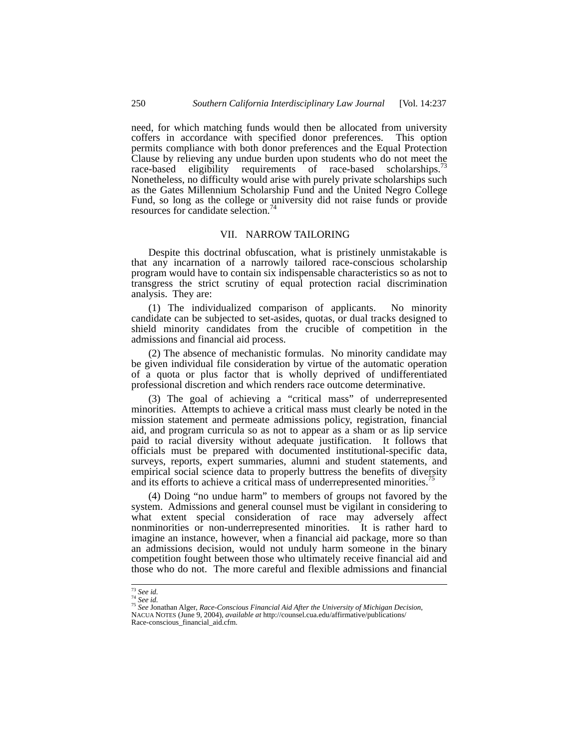need, for which matching funds would then be allocated from university coffers in accordance with specified donor preferences. This option permits compliance with both donor preferences and the Equal Protection Clause by relieving any undue burden upon students who do not meet the race-based eligibility requirements of race-based scholarships.[73] Nonetheless, no difficulty would arise with purely private scholarships such as the Gates Millennium Scholarship Fund and the United Negro College Fund, so long as the college or university did not raise funds or provide resources for candidate selection.[74]

## VII. NARROW TAILORING

Despite this doctrinal obfuscation, what is pristinely unmistakable is that any incarnation of a narrowly tailored race-conscious scholarship program would have to contain six indispensable characteristics so as not to transgress the strict scrutiny of equal protection racial discrimination analysis. They are:

(1) The individualized comparison of applicants. No minority candidate can be subjected to set-asides, quotas, or dual tracks designed to shield minority candidates from the crucible of competition in the admissions and financial aid process.

(2) The absence of mechanistic formulas. No minority candidate may be given individual file consideration by virtue of the automatic operation of a quota or plus factor that is wholly deprived of undifferentiated professional discretion and which renders race outcome determinative.

(3) The goal of achieving a "critical mass" of underrepresented minorities. Attempts to achieve a critical mass must clearly be noted in the mission statement and permeate admissions policy, registration, financial aid, and program curricula so as not to appear as a sham or as lip service paid to racial diversity without adequate justification. It follows that officials must be prepared with documented institutional-specific data, surveys, reports, expert summaries, alumni and student statements, and empirical social science data to properly buttress the benefits of diversity and its efforts to achieve a critical mass of underrepresented minorities.[75]

(4) Doing "no undue harm" to members of groups not favored by the system. Admissions and general counsel must be vigilant in considering to what extent special consideration of race may adversely affect nonminorities or non-underrepresented minorities. It is rather hard to imagine an instance, however, when a financial aid package, more so than an admissions decision, would not unduly harm someone in the binary competition fought between those who ultimately receive financial aid and those who do not. The more careful and flexible admissions and financial

---

[73] *See id.*

[74] *See id.*

[75] *See* Jonathan Alger, *Race-Conscious Financial Aid After the University of Michigan Decision*, NACUA NOTES (June 9, 2004), *available at* http://counsel.cua.edu/affirmative/publications/Race-conscious_financial_aid.cfm.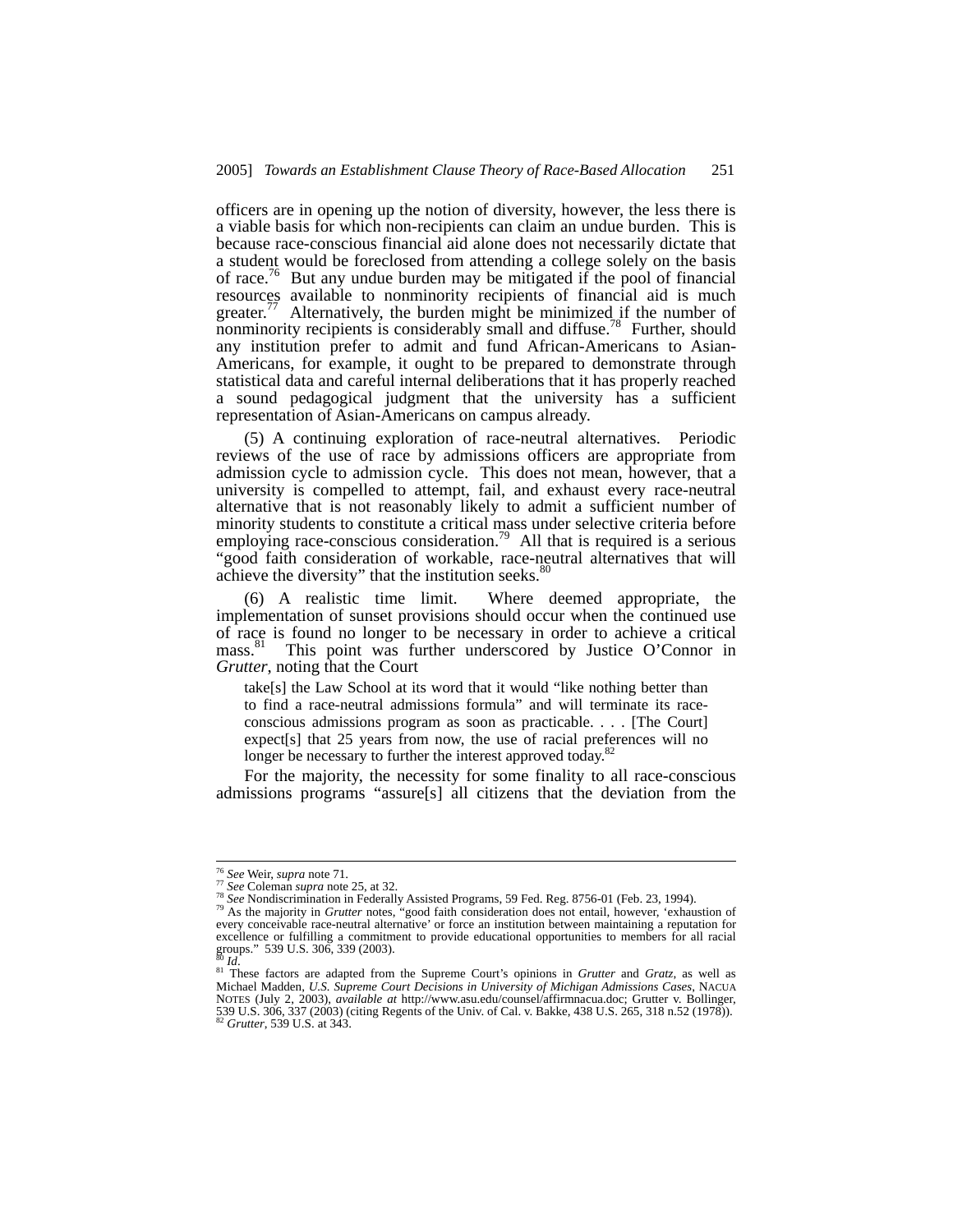officers are in opening up the notion of diversity, however, the less there is a viable basis for which non-recipients can claim an undue burden. This is because race-conscious financial aid alone does not necessarily dictate that a student would be foreclosed from attending a college solely on the basis of race.[76] But any undue burden may be mitigated if the pool of financial resources available to nonminority recipients of financial aid is much greater.[77] Alternatively, the burden might be minimized if the number of nonminority recipients is considerably small and diffuse.[78] Further, should any institution prefer to admit and fund African-Americans to Asian-Americans, for example, it ought to be prepared to demonstrate through statistical data and careful internal deliberations that it has properly reached a sound pedagogical judgment that the university has a sufficient representation of Asian-Americans on campus already.

(5) A continuing exploration of race-neutral alternatives. Periodic reviews of the use of race by admissions officers are appropriate from admission cycle to admission cycle. This does not mean, however, that a university is compelled to attempt, fail, and exhaust every race-neutral alternative that is not reasonably likely to admit a sufficient number of minority students to constitute a critical mass under selective criteria before employing race-conscious consideration.[79] All that is required is a serious "good faith consideration of workable, race-neutral alternatives that will achieve the diversity" that the institution seeks.[80]

(6) A realistic time limit. Where deemed appropriate, the implementation of sunset provisions should occur when the continued use of race is found no longer to be necessary in order to achieve a critical mass.[81] This point was further underscored by Justice O'Connor in *Grutter*, noting that the Court

> take[s] the Law School at its word that it would "like nothing better than to find a race-neutral admissions formula" and will terminate its race-conscious admissions program as soon as practicable. . . . [The Court] expect[s] that 25 years from now, the use of racial preferences will no longer be necessary to further the interest approved today.[82]

For the majority, the necessity for some finality to all race-conscious admissions programs "assure[s] all citizens that the deviation from the

---

[76] *See* Weir, *supra* note 71.

[77] *See* Coleman *supra* note 25, at 32.

[78] *See* Nondiscrimination in Federally Assisted Programs, 59 Fed. Reg. 8756-01 (Feb. 23, 1994).

[79] As the majority in *Grutter* notes, "good faith consideration does not entail, however, 'exhaustion of every conceivable race-neutral alternative' or force an institution between maintaining a reputation for excellence or fulfilling a commitment to provide educational opportunities to members for all racial groups." 539 U.S. 306, 339 (2003).

[80] *Id*.

[81] These factors are adapted from the Supreme Court's opinions in *Grutter* and *Gratz*, as well as Michael Madden, *U.S. Supreme Court Decisions in University of Michigan Admissions Cases*, NACUA NOTES (July 2, 2003), *available at* http://www.asu.edu/counsel/affirmnacua.doc; Grutter v. Bollinger, 539 U.S. 306, 337 (2003) (citing Regents of the Univ. of Cal. v. Bakke, 438 U.S. 265, 318 n.52 (1978)).

[82] *Grutter*, 539 U.S. at 343.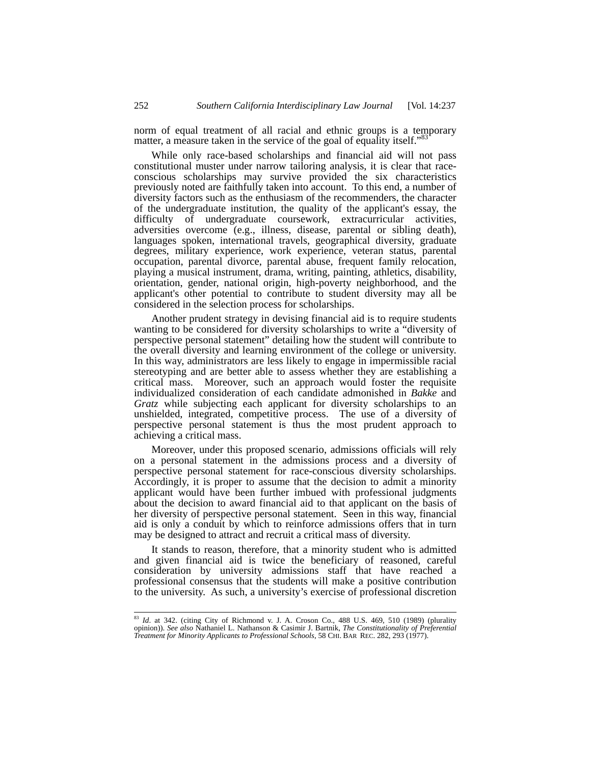norm of equal treatment of all racial and ethnic groups is a temporary matter, a measure taken in the service of the goal of equality itself."[83]

While only race-based scholarships and financial aid will not pass constitutional muster under narrow tailoring analysis, it is clear that race-conscious scholarships may survive provided the six characteristics previously noted are faithfully taken into account. To this end, a number of diversity factors such as the enthusiasm of the recommenders, the character of the undergraduate institution, the quality of the applicant's essay, the difficulty of undergraduate coursework, extracurricular activities, adversities overcome (e.g., illness, disease, parental or sibling death), languages spoken, international travels, geographical diversity, graduate degrees, military experience, work experience, veteran status, parental occupation, parental divorce, parental abuse, frequent family relocation, playing a musical instrument, drama, writing, painting, athletics, disability, orientation, gender, national origin, high-poverty neighborhood, and the applicant's other potential to contribute to student diversity may all be considered in the selection process for scholarships.

Another prudent strategy in devising financial aid is to require students wanting to be considered for diversity scholarships to write a "diversity of perspective personal statement" detailing how the student will contribute to the overall diversity and learning environment of the college or university. In this way, administrators are less likely to engage in impermissible racial stereotyping and are better able to assess whether they are establishing a critical mass. Moreover, such an approach would foster the requisite individualized consideration of each candidate admonished in *Bakke* and *Gratz* while subjecting each applicant for diversity scholarships to an unshielded, integrated, competitive process. The use of a diversity of perspective personal statement is thus the most prudent approach to achieving a critical mass.

Moreover, under this proposed scenario, admissions officials will rely on a personal statement in the admissions process and a diversity of perspective personal statement for race-conscious diversity scholarships. Accordingly, it is proper to assume that the decision to admit a minority applicant would have been further imbued with professional judgments about the decision to award financial aid to that applicant on the basis of her diversity of perspective personal statement. Seen in this way, financial aid is only a conduit by which to reinforce admissions offers that in turn may be designed to attract and recruit a critical mass of diversity.

It stands to reason, therefore, that a minority student who is admitted and given financial aid is twice the beneficiary of reasoned, careful consideration by university admissions staff that have reached a professional consensus that the students will make a positive contribution to the university. As such, a university's exercise of professional discretion

---

[83] *Id*. at 342. (citing City of Richmond v. J. A. Croson Co., 488 U.S. 469, 510 (1989) (plurality opinion)). *See also* Nathaniel L. Nathanson & Casimir J. Bartnik, *The Constitutionality of Preferential Treatment for Minority Applicants to Professional Schools*, 58 CHI. BAR REC. 282, 293 (1977).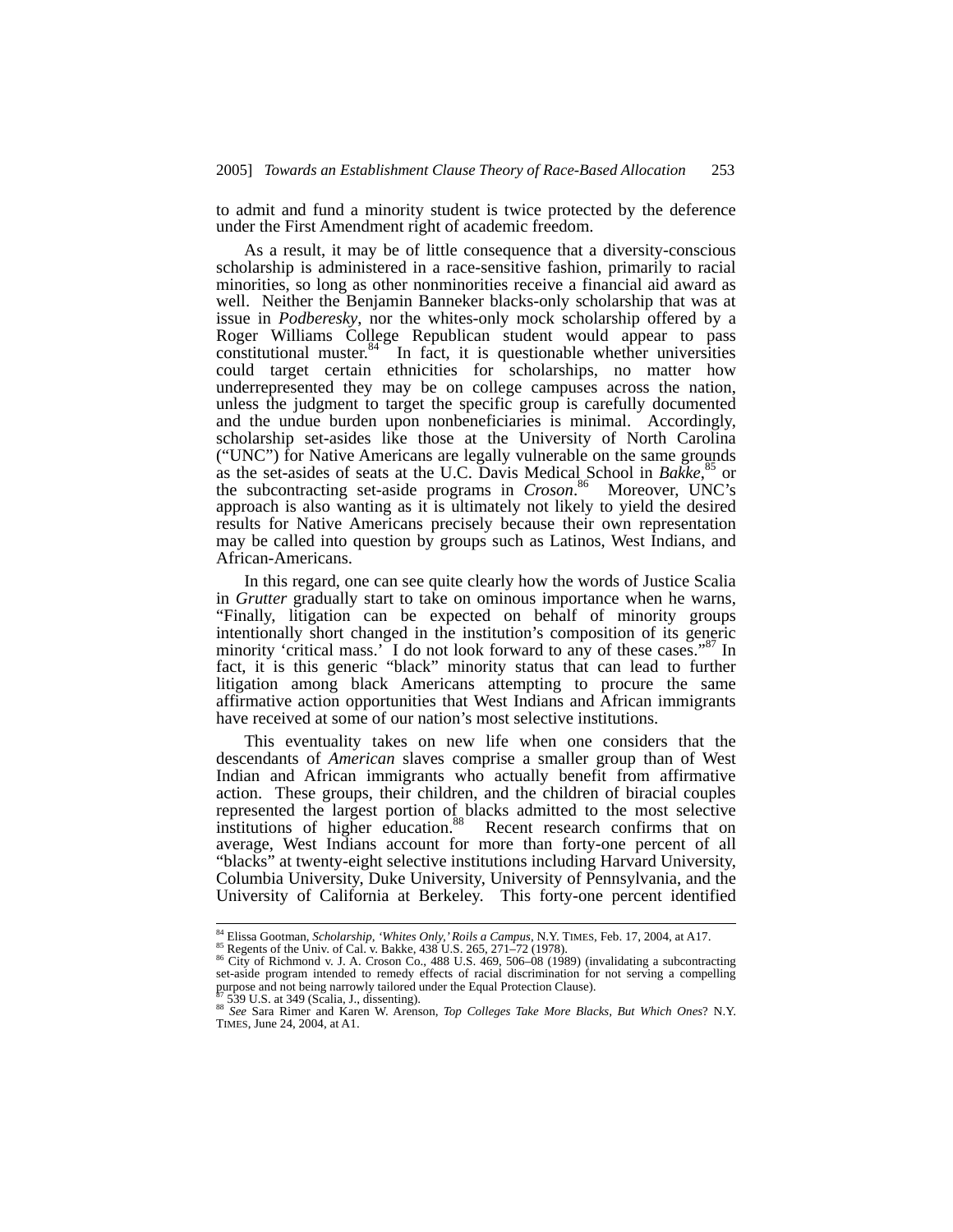to admit and fund a minority student is twice protected by the deference under the First Amendment right of academic freedom.

As a result, it may be of little consequence that a diversity-conscious scholarship is administered in a race-sensitive fashion, primarily to racial minorities, so long as other nonminorities receive a financial aid award as well. Neither the Benjamin Banneker blacks-only scholarship that was at issue in *Podberesky*, nor the whites-only mock scholarship offered by a Roger Williams College Republican student would appear to pass constitutional muster.[84] In fact, it is questionable whether universities could target certain ethnicities for scholarships, no matter how underrepresented they may be on college campuses across the nation, unless the judgment to target the specific group is carefully documented and the undue burden upon nonbeneficiaries is minimal. Accordingly, scholarship set-asides like those at the University of North Carolina ("UNC") for Native Americans are legally vulnerable on the same grounds as the set-asides of seats at the U.C. Davis Medical School in *Bakke*,[85] or the subcontracting set-aside programs in *Croson*.[86] Moreover, UNC's approach is also wanting as it is ultimately not likely to yield the desired results for Native Americans precisely because their own representation may be called into question by groups such as Latinos, West Indians, and African-Americans.

In this regard, one can see quite clearly how the words of Justice Scalia in *Grutter* gradually start to take on ominous importance when he warns, "Finally, litigation can be expected on behalf of minority groups intentionally short changed in the institution's composition of its generic minority 'critical mass.' I do not look forward to any of these cases."[87] In fact, it is this generic "black" minority status that can lead to further litigation among black Americans attempting to procure the same affirmative action opportunities that West Indians and African immigrants have received at some of our nation's most selective institutions.

This eventuality takes on new life when one considers that the descendants of *American* slaves comprise a smaller group than of West Indian and African immigrants who actually benefit from affirmative action. These groups, their children, and the children of biracial couples represented the largest portion of blacks admitted to the most selective institutions of higher education.[88] Recent research confirms that on average, West Indians account for more than forty-one percent of all "blacks" at twenty-eight selective institutions including Harvard University, Columbia University, Duke University, University of Pennsylvania, and the University of California at Berkeley. This forty-one percent identified

---

[84] Elissa Gootman, *Scholarship, 'Whites Only,' Roils a Campus*, N.Y. TIMES, Feb. 17, 2004, at A17.

[85] Regents of the Univ. of Cal. v. Bakke, 438 U.S. 265, 271–72 (1978).

[86] City of Richmond v. J. A. Croson Co., 488 U.S. 469, 506–08 (1989) (invalidating a subcontracting set-aside program intended to remedy effects of racial discrimination for not serving a compelling purpose and not being narrowly tailored under the Equal Protection Clause).

[87] 539 U.S. at 349 (Scalia, J., dissenting).

[88] *See* Sara Rimer and Karen W. Arenson, *Top Colleges Take More Blacks, But Which Ones*? N.Y. TIMES, June 24, 2004, at A1.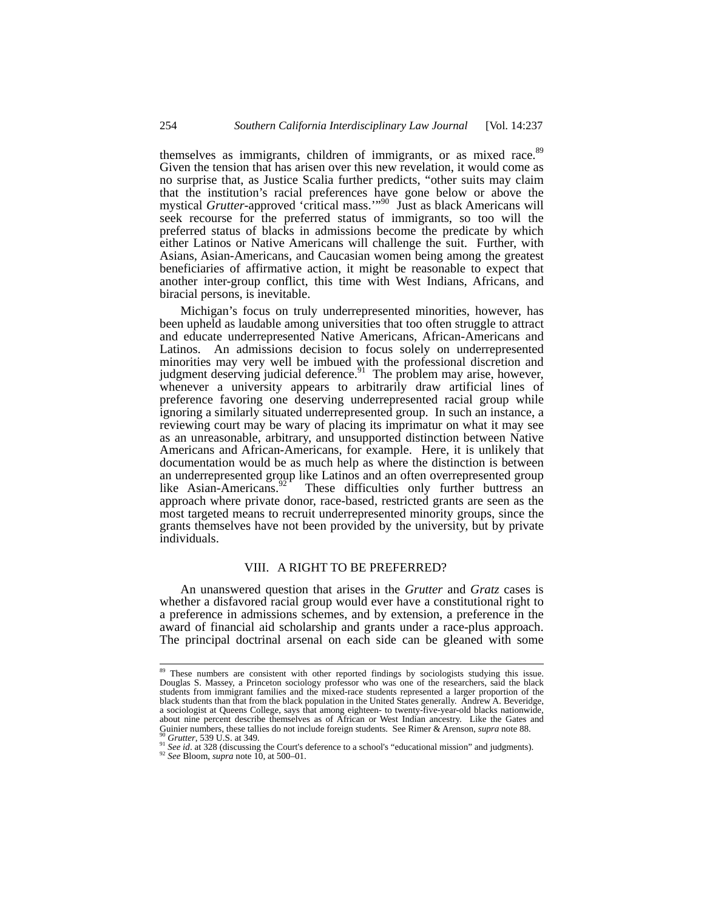themselves as immigrants, children of immigrants, or as mixed race.[89] Given the tension that has arisen over this new revelation, it would come as no surprise that, as Justice Scalia further predicts, "other suits may claim that the institution's racial preferences have gone below or above the mystical *Grutter*-approved 'critical mass.'"[90] Just as black Americans will seek recourse for the preferred status of immigrants, so too will the preferred status of blacks in admissions become the predicate by which either Latinos or Native Americans will challenge the suit. Further, with Asians, Asian-Americans, and Caucasian women being among the greatest beneficiaries of affirmative action, it might be reasonable to expect that another inter-group conflict, this time with West Indians, Africans, and biracial persons, is inevitable.

Michigan's focus on truly underrepresented minorities, however, has been upheld as laudable among universities that too often struggle to attract and educate underrepresented Native Americans, African-Americans and Latinos. An admissions decision to focus solely on underrepresented minorities may very well be imbued with the professional discretion and judgment deserving judicial deference.[91] The problem may arise, however, whenever a university appears to arbitrarily draw artificial lines of preference favoring one deserving underrepresented racial group while ignoring a similarly situated underrepresented group. In such an instance, a reviewing court may be wary of placing its imprimatur on what it may see as an unreasonable, arbitrary, and unsupported distinction between Native Americans and African-Americans, for example. Here, it is unlikely that documentation would be as much help as where the distinction is between an underrepresented group like Latinos and an often overrepresented group like Asian-Americans.[92] These difficulties only further buttress an approach where private donor, race-based, restricted grants are seen as the most targeted means to recruit underrepresented minority groups, since the grants themselves have not been provided by the university, but by private individuals.

## VIII. A RIGHT TO BE PREFERRED?

An unanswered question that arises in the *Grutter* and *Gratz* cases is whether a disfavored racial group would ever have a constitutional right to a preference in admissions schemes, and by extension, a preference in the award of financial aid scholarship and grants under a race-plus approach. The principal doctrinal arsenal on each side can be gleaned with some

---

[89] These numbers are consistent with other reported findings by sociologists studying this issue. Douglas S. Massey, a Princeton sociology professor who was one of the researchers, said the black students from immigrant families and the mixed-race students represented a larger proportion of the black students than that from the black population in the United States generally. Andrew A. Beveridge, a sociologist at Queens College, says that among eighteen- to twenty-five-year-old blacks nationwide, about nine percent describe themselves as of African or West Indian ancestry. Like the Gates and Guinier numbers, these tallies do not include foreign students. See Rimer & Arenson, *supra* note 88.

[90] *Grutter*, 539 U.S. at 349.

[91] *See id*. at 328 (discussing the Court's deference to a school's "educational mission" and judgments).

[92] *See* Bloom, *supra* note 10, at 500–01.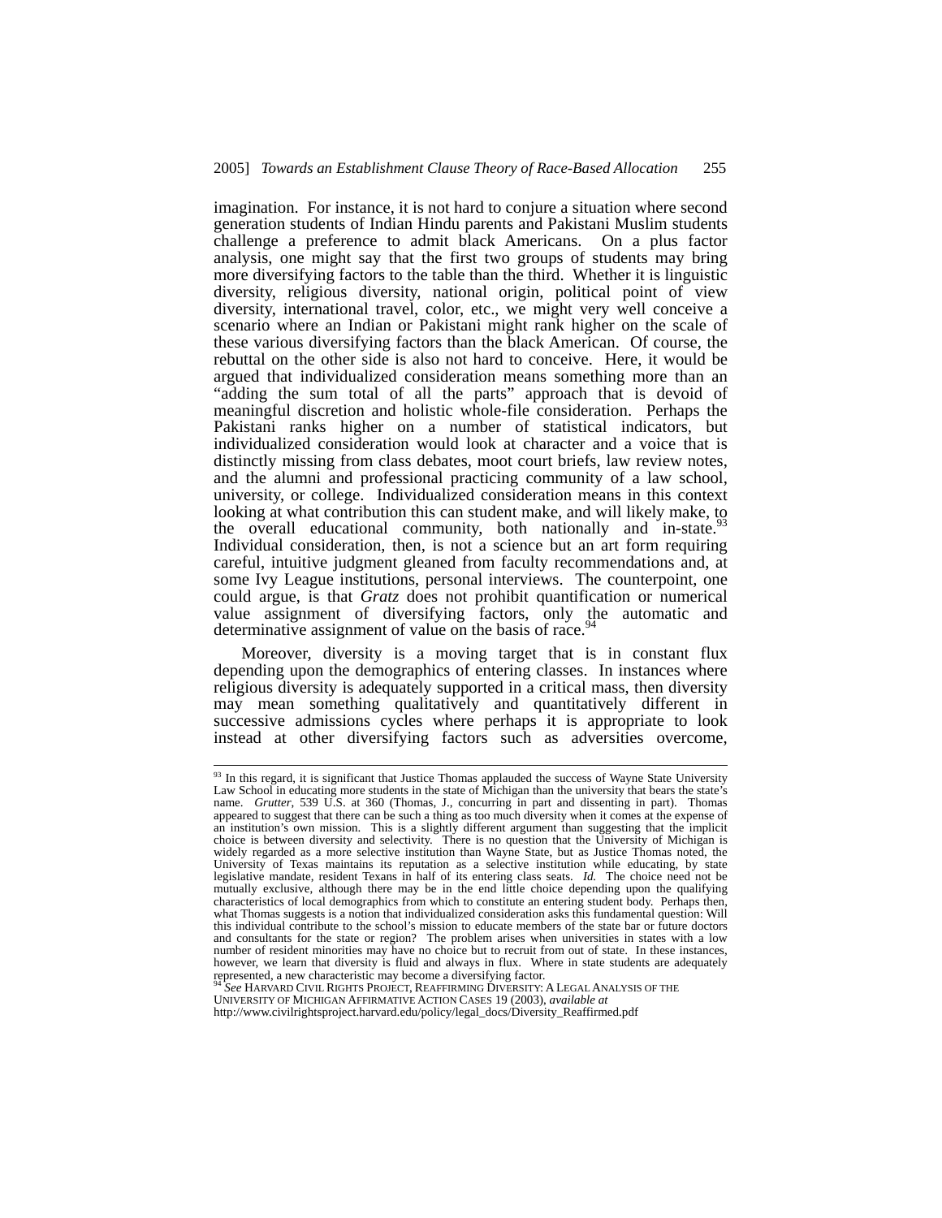imagination. For instance, it is not hard to conjure a situation where second generation students of Indian Hindu parents and Pakistani Muslim students challenge a preference to admit black Americans. On a plus factor analysis, one might say that the first two groups of students may bring more diversifying factors to the table than the third. Whether it is linguistic diversity, religious diversity, national origin, political point of view diversity, international travel, color, etc., we might very well conceive a scenario where an Indian or Pakistani might rank higher on the scale of these various diversifying factors than the black American. Of course, the rebuttal on the other side is also not hard to conceive. Here, it would be argued that individualized consideration means something more than an "adding the sum total of all the parts" approach that is devoid of meaningful discretion and holistic whole-file consideration. Perhaps the Pakistani ranks higher on a number of statistical indicators, but individualized consideration would look at character and a voice that is distinctly missing from class debates, moot court briefs, law review notes, and the alumni and professional practicing community of a law school, university, or college. Individualized consideration means in this context looking at what contribution this can student make, and will likely make, to the overall educational community, both nationally and in-state.[93] Individual consideration, then, is not a science but an art form requiring careful, intuitive judgment gleaned from faculty recommendations and, at some Ivy League institutions, personal interviews. The counterpoint, one could argue, is that *Gratz* does not prohibit quantification or numerical value assignment of diversifying factors, only the automatic and determinative assignment of value on the basis of race.[94]

Moreover, diversity is a moving target that is in constant flux depending upon the demographics of entering classes. In instances where religious diversity is adequately supported in a critical mass, then diversity may mean something qualitatively and quantitatively different in successive admissions cycles where perhaps it is appropriate to look instead at other diversifying factors such as adversities overcome,

---

[93] In this regard, it is significant that Justice Thomas applauded the success of Wayne State University Law School in educating more students in the state of Michigan than the university that bears the state's name. *Grutter*, 539 U.S. at 360 (Thomas, J., concurring in part and dissenting in part). Thomas appeared to suggest that there can be such a thing as too much diversity when it comes at the expense of an institution's own mission. This is a slightly different argument than suggesting that the implicit choice is between diversity and selectivity. There is no question that the University of Michigan is widely regarded as a more selective institution than Wayne State, but as Justice Thomas noted, the University of Texas maintains its reputation as a selective institution while educating, by state legislative mandate, resident Texans in half of its entering class seats. *Id.* The choice need not be mutually exclusive, although there may be in the end little choice depending upon the qualifying characteristics of local demographics from which to constitute an entering student body. Perhaps then, what Thomas suggests is a notion that individualized consideration asks this fundamental question: Will this individual contribute to the school's mission to educate members of the state bar or future doctors and consultants for the state or region? The problem arises when universities in states with a low number of resident minorities may have no choice but to recruit from out of state. In these instances, however, we learn that diversity is fluid and always in flux. Where in state students are adequately represented, a new characteristic may become a diversifying factor.

[94] *See* HARVARD CIVIL RIGHTS PROJECT, REAFFIRMING DIVERSITY: A LEGAL ANALYSIS OF THE UNIVERSITY OF MICHIGAN AFFIRMATIVE ACTION CASES 19 (2003), *available at* http://www.civilrightsproject.harvard.edu/policy/legal_docs/Diversity_Reaffirmed.pdf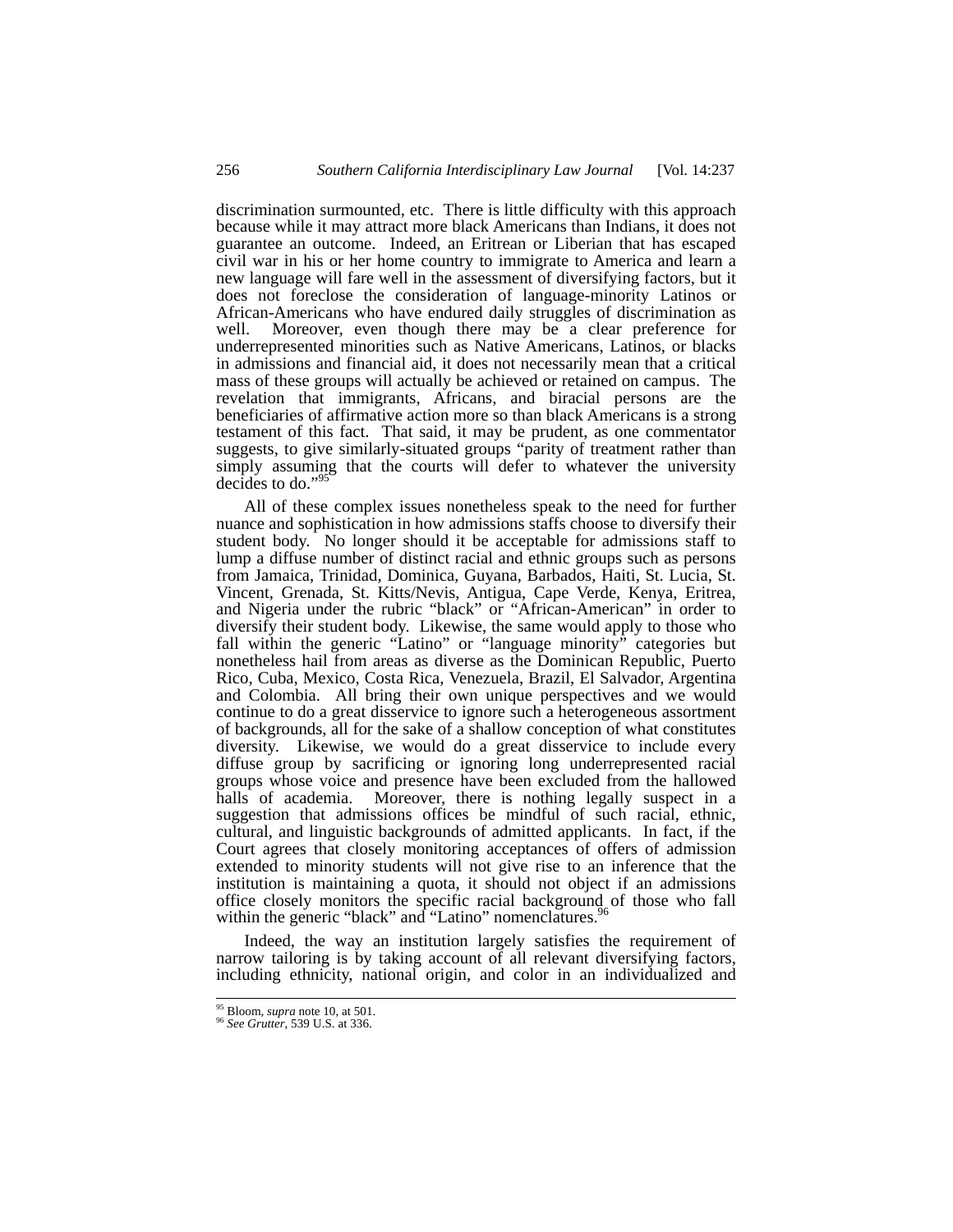discrimination surmounted, etc. There is little difficulty with this approach because while it may attract more black Americans than Indians, it does not guarantee an outcome. Indeed, an Eritrean or Liberian that has escaped civil war in his or her home country to immigrate to America and learn a new language will fare well in the assessment of diversifying factors, but it does not foreclose the consideration of language-minority Latinos or African-Americans who have endured daily struggles of discrimination as well. Moreover, even though there may be a clear preference for underrepresented minorities such as Native Americans, Latinos, or blacks in admissions and financial aid, it does not necessarily mean that a critical mass of these groups will actually be achieved or retained on campus. The revelation that immigrants, Africans, and biracial persons are the beneficiaries of affirmative action more so than black Americans is a strong testament of this fact. That said, it may be prudent, as one commentator suggests, to give similarly-situated groups "parity of treatment rather than simply assuming that the courts will defer to whatever the university decides to do."[95]

All of these complex issues nonetheless speak to the need for further nuance and sophistication in how admissions staffs choose to diversify their student body. No longer should it be acceptable for admissions staff to lump a diffuse number of distinct racial and ethnic groups such as persons from Jamaica, Trinidad, Dominica, Guyana, Barbados, Haiti, St. Lucia, St. Vincent, Grenada, St. Kitts/Nevis, Antigua, Cape Verde, Kenya, Eritrea, and Nigeria under the rubric "black" or "African-American" in order to diversify their student body. Likewise, the same would apply to those who fall within the generic "Latino" or "language minority" categories but nonetheless hail from areas as diverse as the Dominican Republic, Puerto Rico, Cuba, Mexico, Costa Rica, Venezuela, Brazil, El Salvador, Argentina and Colombia. All bring their own unique perspectives and we would continue to do a great disservice to ignore such a heterogeneous assortment of backgrounds, all for the sake of a shallow conception of what constitutes diversity. Likewise, we would do a great disservice to include every diffuse group by sacrificing or ignoring long underrepresented racial groups whose voice and presence have been excluded from the hallowed halls of academia. Moreover, there is nothing legally suspect in a suggestion that admissions offices be mindful of such racial, ethnic, cultural, and linguistic backgrounds of admitted applicants. In fact, if the Court agrees that closely monitoring acceptances of offers of admission extended to minority students will not give rise to an inference that the institution is maintaining a quota, it should not object if an admissions office closely monitors the specific racial background of those who fall within the generic "black" and "Latino" nomenclatures.[96]

Indeed, the way an institution largely satisfies the requirement of narrow tailoring is by taking account of all relevant diversifying factors, including ethnicity, national origin, and color in an individualized and

---

[95] Bloom, *supra* note 10, at 501.

[96] *See Grutter*, 539 U.S. at 336.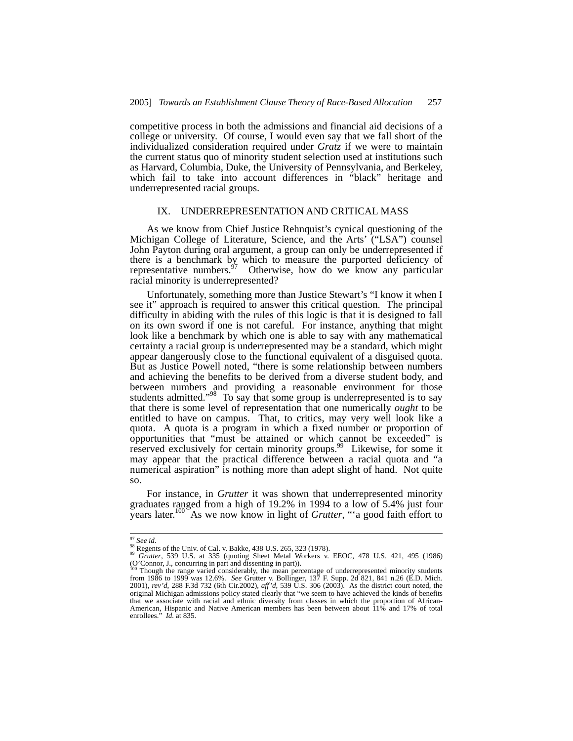competitive process in both the admissions and financial aid decisions of a college or university. Of course, I would even say that we fall short of the individualized consideration required under *Gratz* if we were to maintain the current status quo of minority student selection used at institutions such as Harvard, Columbia, Duke, the University of Pennsylvania, and Berkeley, which fail to take into account differences in "black" heritage and underrepresented racial groups.

## IX. UNDERREPRESENTATION AND CRITICAL MASS

As we know from Chief Justice Rehnquist's cynical questioning of the Michigan College of Literature, Science, and the Arts' ("LSA") counsel John Payton during oral argument, a group can only be underrepresented if there is a benchmark by which to measure the purported deficiency of representative numbers.[97] Otherwise, how do we know any particular racial minority is underrepresented?

Unfortunately, something more than Justice Stewart's "I know it when I see it" approach is required to answer this critical question. The principal difficulty in abiding with the rules of this logic is that it is designed to fall on its own sword if one is not careful. For instance, anything that might look like a benchmark by which one is able to say with any mathematical certainty a racial group is underrepresented may be a standard, which might appear dangerously close to the functional equivalent of a disguised quota. But as Justice Powell noted, "there is some relationship between numbers and achieving the benefits to be derived from a diverse student body, and between numbers and providing a reasonable environment for those students admitted."[98] To say that some group is underrepresented is to say that there is some level of representation that one numerically *ought* to be entitled to have on campus. That, to critics, may very well look like a quota. A quota is a program in which a fixed number or proportion of opportunities that "must be attained or which cannot be exceeded" is reserved exclusively for certain minority groups.[99] Likewise, for some it may appear that the practical difference between a racial quota and "a numerical aspiration" is nothing more than adept slight of hand. Not quite so.

For instance, in *Grutter* it was shown that underrepresented minority graduates ranged from a high of 19.2% in 1994 to a low of 5.4% just four years later.[100] As we now know in light of *Grutter*, "'a good faith effort to

---

[97] *See id.*

[98] Regents of the Univ. of Cal. v. Bakke, 438 U.S. 265, 323 (1978).

[99] *Grutter*, 539 U.S. at 335 (quoting Sheet Metal Workers v. EEOC, 478 U.S. 421, 495 (1986) (O'Connor, J., concurring in part and dissenting in part)).

[100] Though the range varied considerably, the mean percentage of underrepresented minority students from 1986 to 1999 was 12.6%. *See* Grutter v. Bollinger, 137 F. Supp. 2d 821, 841 n.26 (E.D. Mich. 2001), *rev'd*, 288 F.3d 732 (6th Cir.2002), *aff'd*, 539 U.S. 306 (2003). As the district court noted, the original Michigan admissions policy stated clearly that "we seem to have achieved the kinds of benefits that we associate with racial and ethnic diversity from classes in which the proportion of African-American, Hispanic and Native American members has been between about 11% and 17% of total enrollees." *Id.* at 835.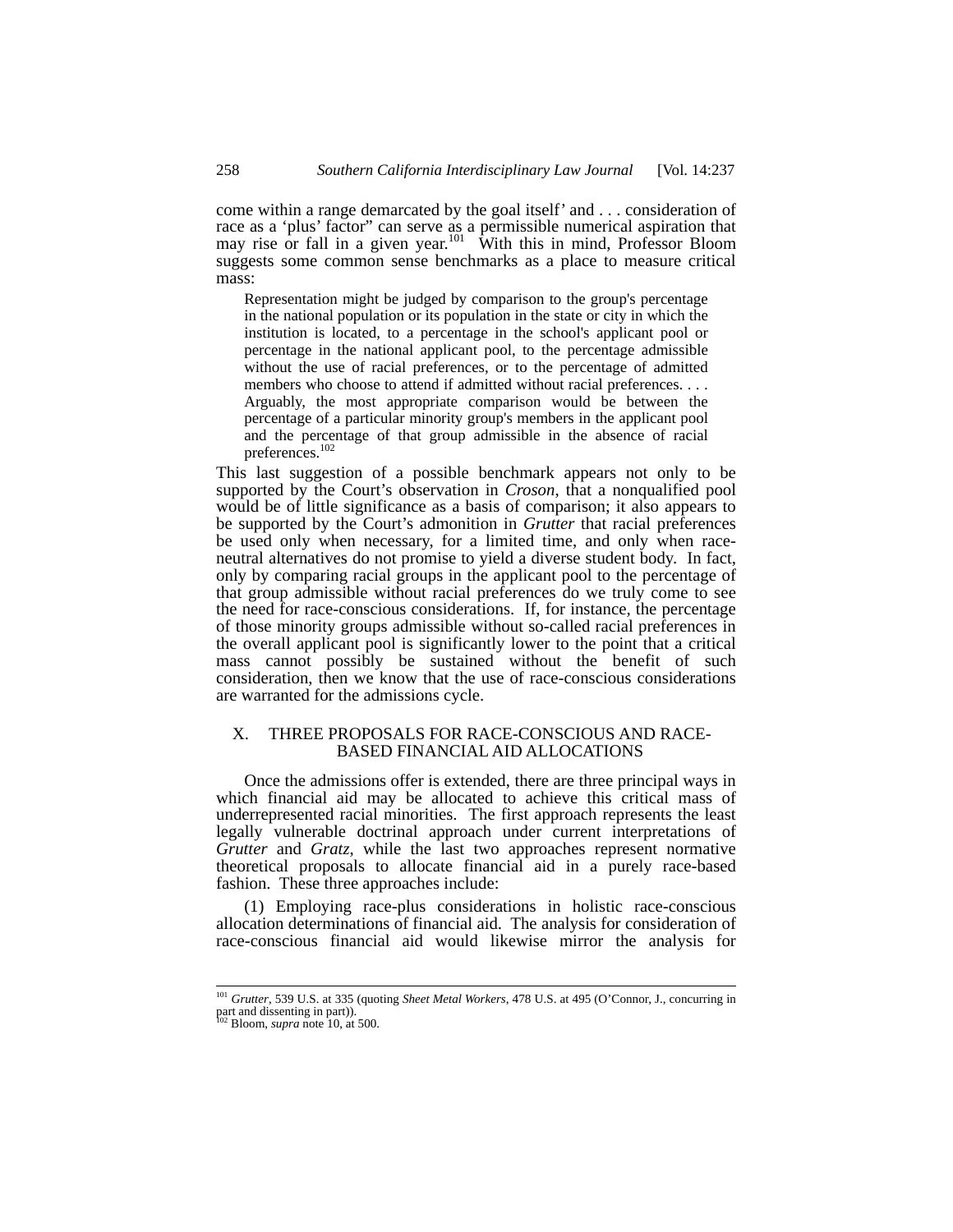come within a range demarcated by the goal itself' and . . . consideration of race as a 'plus' factor" can serve as a permissible numerical aspiration that may rise or fall in a given year.[101] With this in mind, Professor Bloom suggests some common sense benchmarks as a place to measure critical mass:

> Representation might be judged by comparison to the group's percentage in the national population or its population in the state or city in which the institution is located, to a percentage in the school's applicant pool or percentage in the national applicant pool, to the percentage admissible without the use of racial preferences, or to the percentage of admitted members who choose to attend if admitted without racial preferences. . . . Arguably, the most appropriate comparison would be between the percentage of a particular minority group's members in the applicant pool and the percentage of that group admissible in the absence of racial preferences.[102]

This last suggestion of a possible benchmark appears not only to be supported by the Court's observation in *Croson*, that a nonqualified pool would be of little significance as a basis of comparison; it also appears to be supported by the Court's admonition in *Grutter* that racial preferences be used only when necessary, for a limited time, and only when race-neutral alternatives do not promise to yield a diverse student body. In fact, only by comparing racial groups in the applicant pool to the percentage of that group admissible without racial preferences do we truly come to see the need for race-conscious considerations. If, for instance, the percentage of those minority groups admissible without so-called racial preferences in the overall applicant pool is significantly lower to the point that a critical mass cannot possibly be sustained without the benefit of such consideration, then we know that the use of race-conscious considerations are warranted for the admissions cycle.

## X. THREE PROPOSALS FOR RACE-CONSCIOUS AND RACE-BASED FINANCIAL AID ALLOCATIONS

Once the admissions offer is extended, there are three principal ways in which financial aid may be allocated to achieve this critical mass of underrepresented racial minorities. The first approach represents the least legally vulnerable doctrinal approach under current interpretations of *Grutter* and *Gratz*, while the last two approaches represent normative theoretical proposals to allocate financial aid in a purely race-based fashion. These three approaches include:

(1) Employing race-plus considerations in holistic race-conscious allocation determinations of financial aid. The analysis for consideration of race-conscious financial aid would likewise mirror the analysis for

---

[101] *Grutter*, 539 U.S. at 335 (quoting *Sheet Metal Workers*, 478 U.S. at 495 (O'Connor, J., concurring in part and dissenting in part)).

[102] Bloom, *supra* note 10, at 500.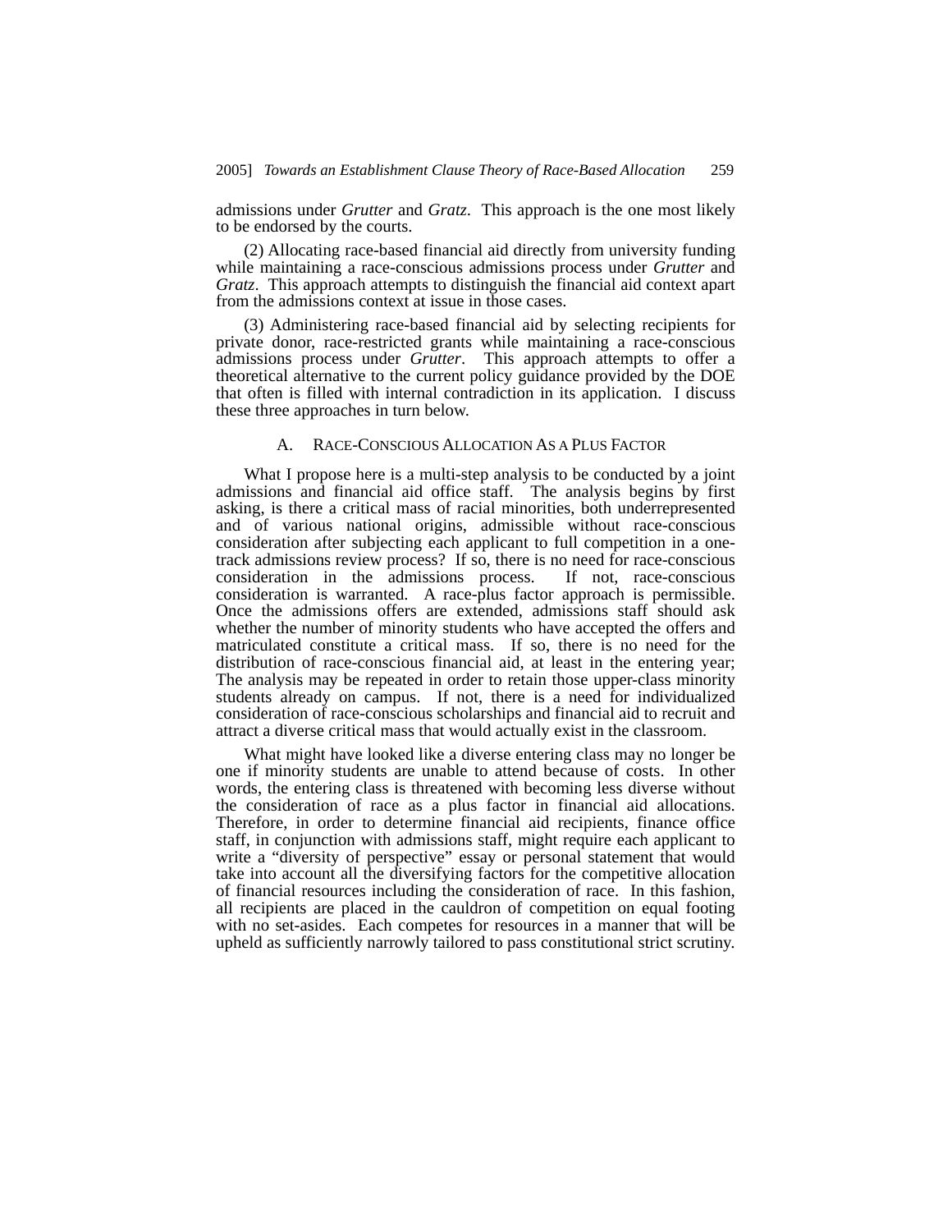admissions under *Grutter* and *Gratz*. This approach is the one most likely to be endorsed by the courts.

(2) Allocating race-based financial aid directly from university funding while maintaining a race-conscious admissions process under *Grutter* and *Gratz*. This approach attempts to distinguish the financial aid context apart from the admissions context at issue in those cases.

(3) Administering race-based financial aid by selecting recipients for private donor, race-restricted grants while maintaining a race-conscious admissions process under *Grutter*. This approach attempts to offer a theoretical alternative to the current policy guidance provided by the DOE that often is filled with internal contradiction in its application. I discuss these three approaches in turn below.

### A. RACE-CONSCIOUS ALLOCATION AS A PLUS FACTOR

What I propose here is a multi-step analysis to be conducted by a joint admissions and financial aid office staff. The analysis begins by first asking, is there a critical mass of racial minorities, both underrepresented and of various national origins, admissible without race-conscious consideration after subjecting each applicant to full competition in a one-track admissions review process? If so, there is no need for race-conscious consideration in the admissions process. If not, race-conscious consideration is warranted. A race-plus factor approach is permissible. Once the admissions offers are extended, admissions staff should ask whether the number of minority students who have accepted the offers and matriculated constitute a critical mass. If so, there is no need for the distribution of race-conscious financial aid, at least in the entering year; The analysis may be repeated in order to retain those upper-class minority students already on campus. If not, there is a need for individualized consideration of race-conscious scholarships and financial aid to recruit and attract a diverse critical mass that would actually exist in the classroom.

What might have looked like a diverse entering class may no longer be one if minority students are unable to attend because of costs. In other words, the entering class is threatened with becoming less diverse without the consideration of race as a plus factor in financial aid allocations. Therefore, in order to determine financial aid recipients, finance office staff, in conjunction with admissions staff, might require each applicant to write a "diversity of perspective" essay or personal statement that would take into account all the diversifying factors for the competitive allocation of financial resources including the consideration of race. In this fashion, all recipients are placed in the cauldron of competition on equal footing with no set-asides. Each competes for resources in a manner that will be upheld as sufficiently narrowly tailored to pass constitutional strict scrutiny.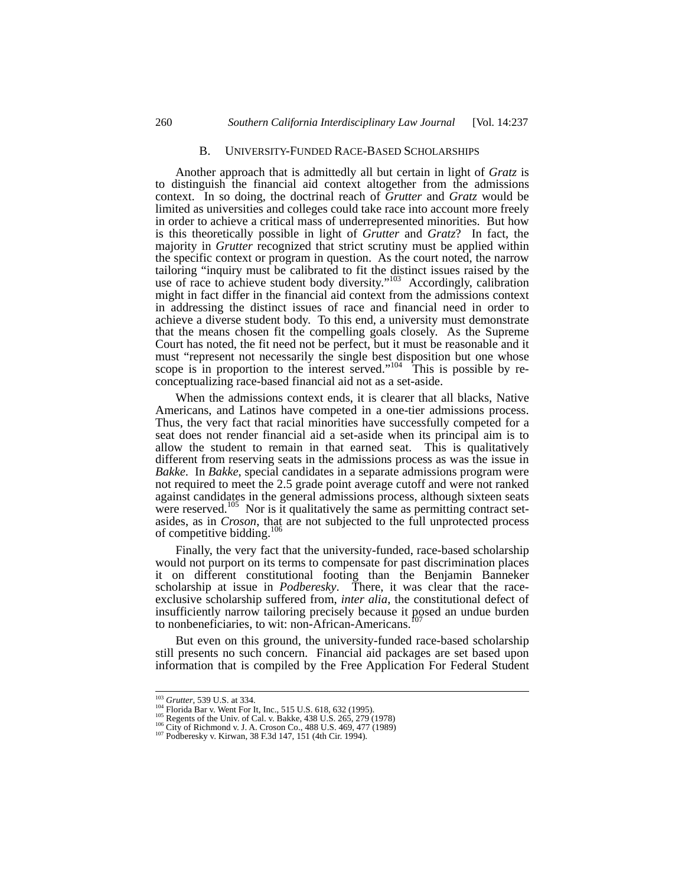### B. UNIVERSITY-FUNDED RACE-BASED SCHOLARSHIPS

Another approach that is admittedly all but certain in light of *Gratz* is to distinguish the financial aid context altogether from the admissions context. In so doing, the doctrinal reach of *Grutter* and *Gratz* would be limited as universities and colleges could take race into account more freely in order to achieve a critical mass of underrepresented minorities. But how is this theoretically possible in light of *Grutter* and *Gratz*? In fact, the majority in *Grutter* recognized that strict scrutiny must be applied within the specific context or program in question. As the court noted, the narrow tailoring "inquiry must be calibrated to fit the distinct issues raised by the use of race to achieve student body diversity."[103] Accordingly, calibration might in fact differ in the financial aid context from the admissions context in addressing the distinct issues of race and financial need in order to achieve a diverse student body. To this end, a university must demonstrate that the means chosen fit the compelling goals closely. As the Supreme Court has noted, the fit need not be perfect, but it must be reasonable and it must "represent not necessarily the single best disposition but one whose scope is in proportion to the interest served."[104] This is possible by re-conceptualizing race-based financial aid not as a set-aside.

When the admissions context ends, it is clearer that all blacks, Native Americans, and Latinos have competed in a one-tier admissions process. Thus, the very fact that racial minorities have successfully competed for a seat does not render financial aid a set-aside when its principal aim is to allow the student to remain in that earned seat. This is qualitatively different from reserving seats in the admissions process as was the issue in *Bakke*. In *Bakke*, special candidates in a separate admissions program were not required to meet the 2.5 grade point average cutoff and were not ranked against candidates in the general admissions process, although sixteen seats were reserved.[105] Nor is it qualitatively the same as permitting contract set-asides, as in *Croson*, that are not subjected to the full unprotected process of competitive bidding.[106]

Finally, the very fact that the university-funded, race-based scholarship would not purport on its terms to compensate for past discrimination places it on different constitutional footing than the Benjamin Banneker scholarship at issue in *Podberesky*. There, it was clear that the race-exclusive scholarship suffered from, *inter alia*, the constitutional defect of insufficiently narrow tailoring precisely because it posed an undue burden to nonbeneficiaries, to wit: non-African-Americans.[107]

But even on this ground, the university-funded race-based scholarship still presents no such concern. Financial aid packages are set based upon information that is compiled by the Free Application For Federal Student

---

[103] *Grutter*, 539 U.S. at 334.

[104] Florida Bar v. Went For It, Inc., 515 U.S. 618, 632 (1995).

[105] Regents of the Univ. of Cal. v. Bakke, 438 U.S. 265, 279 (1978)

[106] City of Richmond v. J. A. Croson Co., 488 U.S. 469, 477 (1989)

[107] Podberesky v. Kirwan, 38 F.3d 147, 151 (4th Cir. 1994).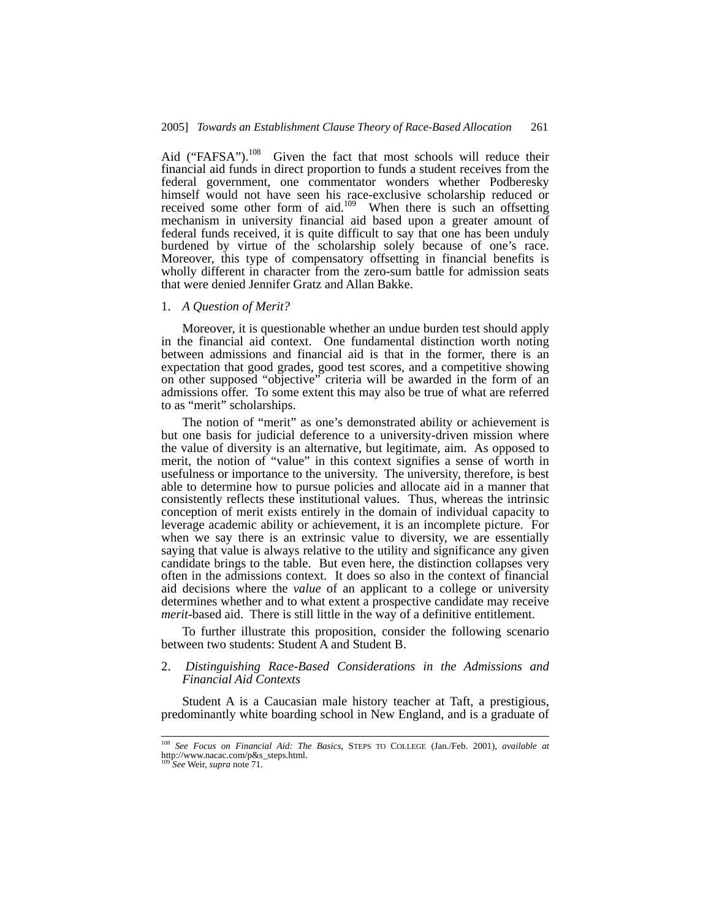Aid ("FAFSA").[108] Given the fact that most schools will reduce their financial aid funds in direct proportion to funds a student receives from the federal government, one commentator wonders whether Podberesky himself would not have seen his race-exclusive scholarship reduced or received some other form of aid.[109] When there is such an offsetting mechanism in university financial aid based upon a greater amount of federal funds received, it is quite difficult to say that one has been unduly burdened by virtue of the scholarship solely because of one's race. Moreover, this type of compensatory offsetting in financial benefits is wholly different in character from the zero-sum battle for admission seats that were denied Jennifer Gratz and Allan Bakke.

### 1. *A Question of Merit?*

Moreover, it is questionable whether an undue burden test should apply in the financial aid context. One fundamental distinction worth noting between admissions and financial aid is that in the former, there is an expectation that good grades, good test scores, and a competitive showing on other supposed "objective" criteria will be awarded in the form of an admissions offer. To some extent this may also be true of what are referred to as "merit" scholarships.

The notion of "merit" as one's demonstrated ability or achievement is but one basis for judicial deference to a university-driven mission where the value of diversity is an alternative, but legitimate, aim. As opposed to merit, the notion of "value" in this context signifies a sense of worth in usefulness or importance to the university. The university, therefore, is best able to determine how to pursue policies and allocate aid in a manner that consistently reflects these institutional values. Thus, whereas the intrinsic conception of merit exists entirely in the domain of individual capacity to leverage academic ability or achievement, it is an incomplete picture. For when we say there is an extrinsic value to diversity, we are essentially saying that value is always relative to the utility and significance any given candidate brings to the table. But even here, the distinction collapses very often in the admissions context. It does so also in the context of financial aid decisions where the *value* of an applicant to a college or university determines whether and to what extent a prospective candidate may receive *merit*-based aid. There is still little in the way of a definitive entitlement.

To further illustrate this proposition, consider the following scenario between two students: Student A and Student B.

### 2. *Distinguishing Race-Based Considerations in the Admissions and Financial Aid Contexts*

Student A is a Caucasian male history teacher at Taft, a prestigious, predominantly white boarding school in New England, and is a graduate of

---

[108] *See Focus on Financial Aid: The Basics*, STEPS TO COLLEGE (Jan./Feb. 2001), *available at* http://www.nacac.com/p&s_steps.html.

[109] *See* Weir, *supra* note 71.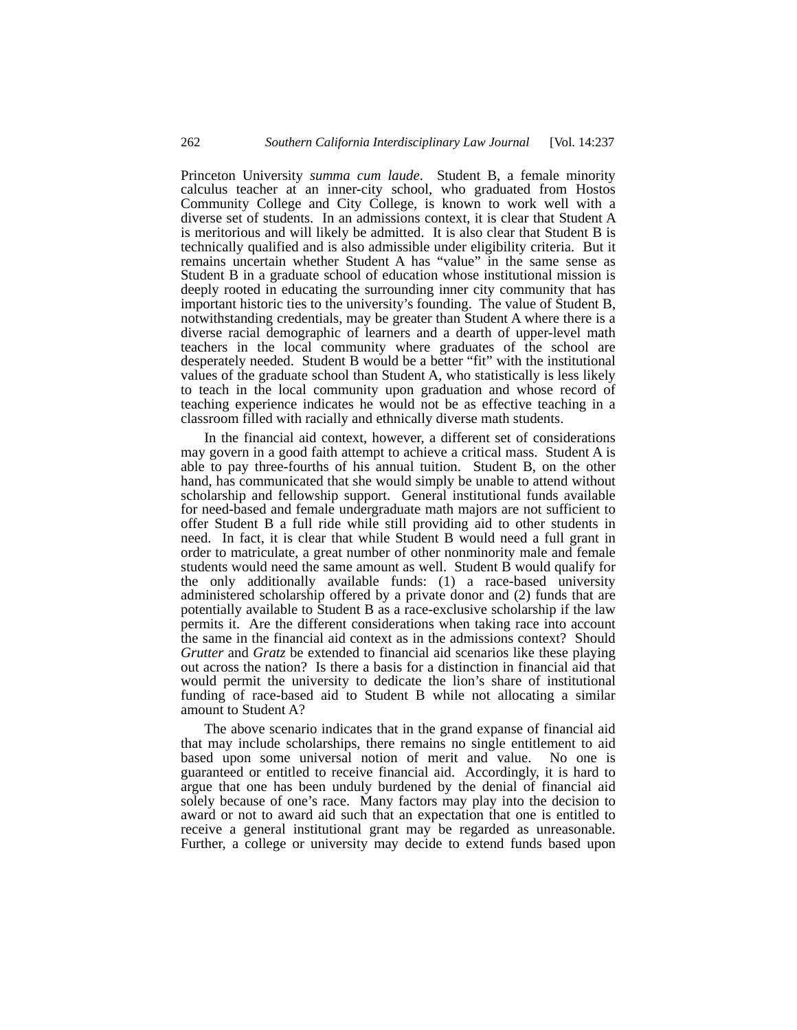Princeton University *summa cum laude*. Student B, a female minority calculus teacher at an inner-city school, who graduated from Hostos Community College and City College, is known to work well with a diverse set of students. In an admissions context, it is clear that Student A is meritorious and will likely be admitted. It is also clear that Student B is technically qualified and is also admissible under eligibility criteria. But it remains uncertain whether Student A has "value" in the same sense as Student B in a graduate school of education whose institutional mission is deeply rooted in educating the surrounding inner city community that has important historic ties to the university's founding. The value of Student B, notwithstanding credentials, may be greater than Student A where there is a diverse racial demographic of learners and a dearth of upper-level math teachers in the local community where graduates of the school are desperately needed. Student B would be a better "fit" with the institutional values of the graduate school than Student A, who statistically is less likely to teach in the local community upon graduation and whose record of teaching experience indicates he would not be as effective teaching in a classroom filled with racially and ethnically diverse math students.

In the financial aid context, however, a different set of considerations may govern in a good faith attempt to achieve a critical mass. Student A is able to pay three-fourths of his annual tuition. Student B, on the other hand, has communicated that she would simply be unable to attend without scholarship and fellowship support. General institutional funds available for need-based and female undergraduate math majors are not sufficient to offer Student B a full ride while still providing aid to other students in need. In fact, it is clear that while Student B would need a full grant in order to matriculate, a great number of other nonminority male and female students would need the same amount as well. Student B would qualify for the only additionally available funds: (1) a race-based university administered scholarship offered by a private donor and (2) funds that are potentially available to Student B as a race-exclusive scholarship if the law permits it. Are the different considerations when taking race into account the same in the financial aid context as in the admissions context? Should *Grutter* and *Gratz* be extended to financial aid scenarios like these playing out across the nation? Is there a basis for a distinction in financial aid that would permit the university to dedicate the lion's share of institutional funding of race-based aid to Student B while not allocating a similar amount to Student A?

The above scenario indicates that in the grand expanse of financial aid that may include scholarships, there remains no single entitlement to aid based upon some universal notion of merit and value. No one is guaranteed or entitled to receive financial aid. Accordingly, it is hard to argue that one has been unduly burdened by the denial of financial aid solely because of one's race. Many factors may play into the decision to award or not to award aid such that an expectation that one is entitled to receive a general institutional grant may be regarded as unreasonable. Further, a college or university may decide to extend funds based upon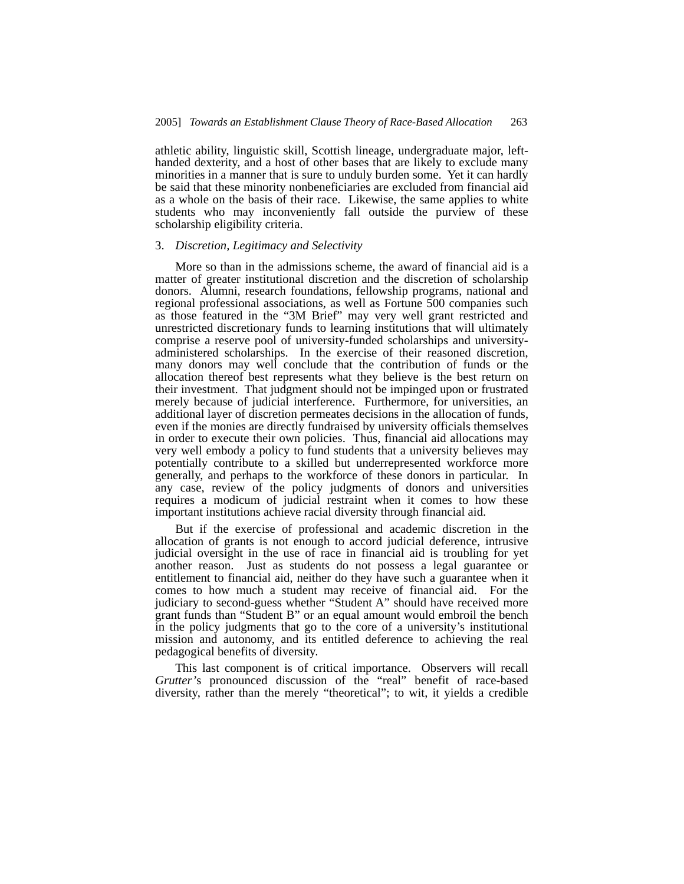athletic ability, linguistic skill, Scottish lineage, undergraduate major, left-handed dexterity, and a host of other bases that are likely to exclude many minorities in a manner that is sure to unduly burden some. Yet it can hardly be said that these minority nonbeneficiaries are excluded from financial aid as a whole on the basis of their race. Likewise, the same applies to white students who may inconveniently fall outside the purview of these scholarship eligibility criteria.

### 3. *Discretion, Legitimacy and Selectivity*

More so than in the admissions scheme, the award of financial aid is a matter of greater institutional discretion and the discretion of scholarship donors. Alumni, research foundations, fellowship programs, national and regional professional associations, as well as Fortune 500 companies such as those featured in the "3M Brief" may very well grant restricted and unrestricted discretionary funds to learning institutions that will ultimately comprise a reserve pool of university-funded scholarships and university-administered scholarships. In the exercise of their reasoned discretion, many donors may well conclude that the contribution of funds or the allocation thereof best represents what they believe is the best return on their investment. That judgment should not be impinged upon or frustrated merely because of judicial interference. Furthermore, for universities, an additional layer of discretion permeates decisions in the allocation of funds, even if the monies are directly fundraised by university officials themselves in order to execute their own policies. Thus, financial aid allocations may very well embody a policy to fund students that a university believes may potentially contribute to a skilled but underrepresented workforce more generally, and perhaps to the workforce of these donors in particular. In any case, review of the policy judgments of donors and universities requires a modicum of judicial restraint when it comes to how these important institutions achieve racial diversity through financial aid.

But if the exercise of professional and academic discretion in the allocation of grants is not enough to accord judicial deference, intrusive judicial oversight in the use of race in financial aid is troubling for yet another reason. Just as students do not possess a legal guarantee or entitlement to financial aid, neither do they have such a guarantee when it comes to how much a student may receive of financial aid. For the judiciary to second-guess whether "Student A" should have received more grant funds than "Student B" or an equal amount would embroil the bench in the policy judgments that go to the core of a university's institutional mission and autonomy, and its entitled deference to achieving the real pedagogical benefits of diversity.

This last component is of critical importance. Observers will recall *Grutter*'s pronounced discussion of the "real" benefit of race-based diversity, rather than the merely "theoretical"; to wit, it yields a credible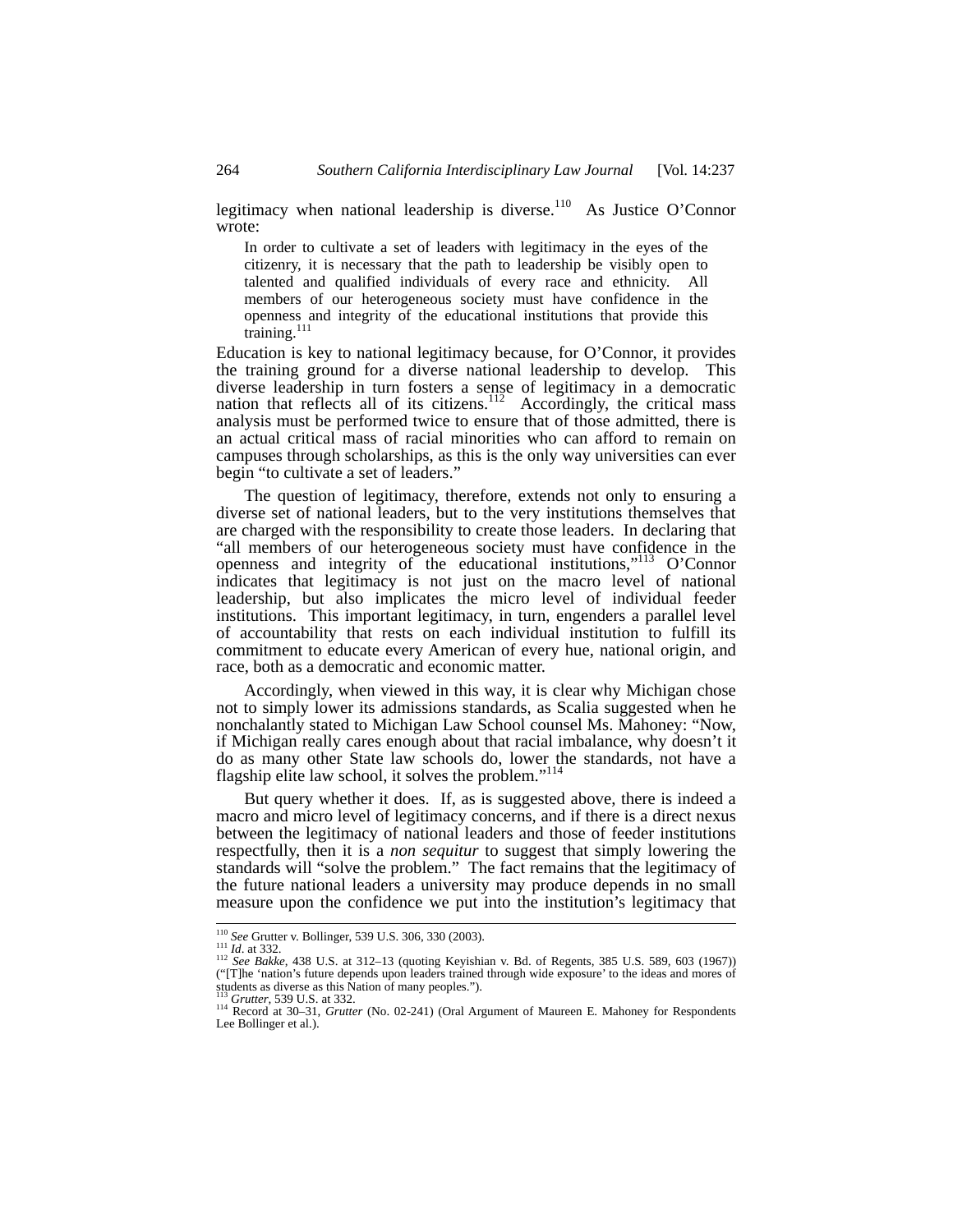legitimacy when national leadership is diverse.[110] As Justice O'Connor wrote:

> In order to cultivate a set of leaders with legitimacy in the eyes of the citizenry, it is necessary that the path to leadership be visibly open to talented and qualified individuals of every race and ethnicity. All members of our heterogeneous society must have confidence in the openness and integrity of the educational institutions that provide this training.[111]

Education is key to national legitimacy because, for O'Connor, it provides the training ground for a diverse national leadership to develop. This diverse leadership in turn fosters a sense of legitimacy in a democratic nation that reflects all of its citizens.[112] Accordingly, the critical mass analysis must be performed twice to ensure that of those admitted, there is an actual critical mass of racial minorities who can afford to remain on campuses through scholarships, as this is the only way universities can ever begin "to cultivate a set of leaders."

The question of legitimacy, therefore, extends not only to ensuring a diverse set of national leaders, but to the very institutions themselves that are charged with the responsibility to create those leaders. In declaring that "all members of our heterogeneous society must have confidence in the openness and integrity of the educational institutions,"[113] O'Connor indicates that legitimacy is not just on the macro level of national leadership, but also implicates the micro level of individual feeder institutions. This important legitimacy, in turn, engenders a parallel level of accountability that rests on each individual institution to fulfill its commitment to educate every American of every hue, national origin, and race, both as a democratic and economic matter.

Accordingly, when viewed in this way, it is clear why Michigan chose not to simply lower its admissions standards, as Scalia suggested when he nonchalantly stated to Michigan Law School counsel Ms. Mahoney: "Now, if Michigan really cares enough about that racial imbalance, why doesn't it do as many other State law schools do, lower the standards, not have a flagship elite law school, it solves the problem."[114]

But query whether it does. If, as is suggested above, there is indeed a macro and micro level of legitimacy concerns, and if there is a direct nexus between the legitimacy of national leaders and those of feeder institutions respectfully, then it is a *non sequitur* to suggest that simply lowering the standards will "solve the problem." The fact remains that the legitimacy of the future national leaders a university may produce depends in no small measure upon the confidence we put into the institution's legitimacy that

---

[110] *See* Grutter v. Bollinger, 539 U.S. 306, 330 (2003).

[111] *Id*. at 332.

[112] *See Bakke*, 438 U.S. at 312–13 (quoting Keyishian v. Bd. of Regents, 385 U.S. 589, 603 (1967)) ("[T]he 'nation's future depends upon leaders trained through wide exposure' to the ideas and mores of students as diverse as this Nation of many peoples.").

[113] *Grutter*, 539 U.S. at 332.

[114] Record at 30–31, *Grutter* (No. 02-241) (Oral Argument of Maureen E. Mahoney for Respondents Lee Bollinger et al.).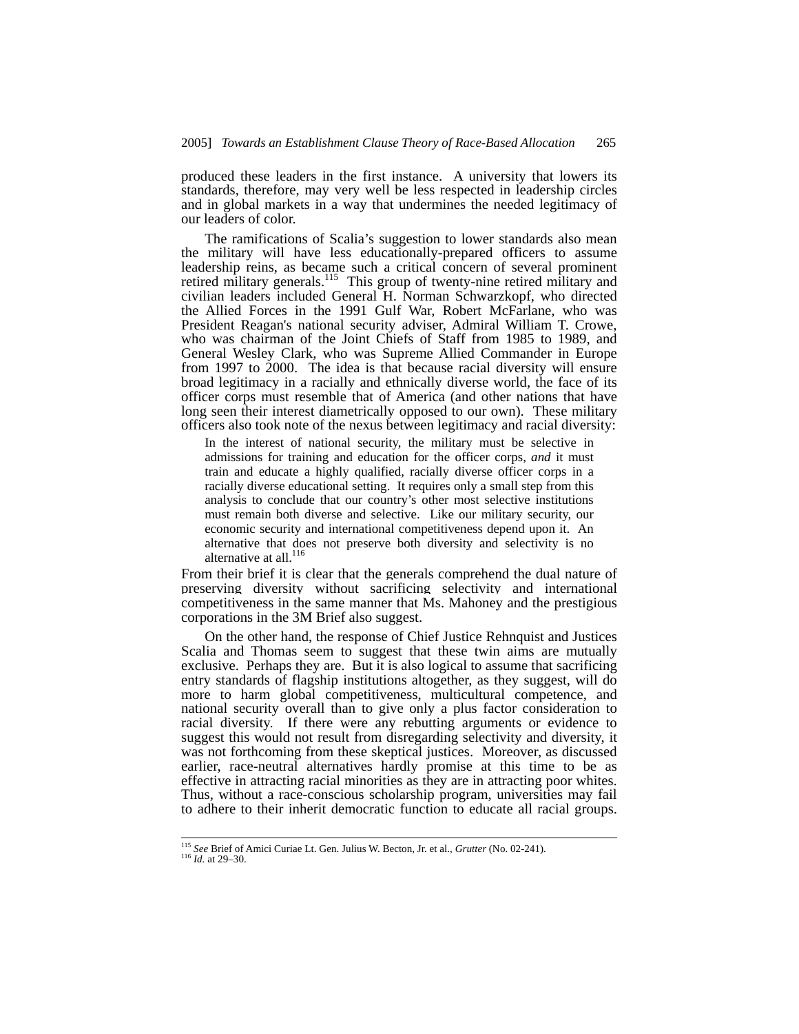produced these leaders in the first instance. A university that lowers its standards, therefore, may very well be less respected in leadership circles and in global markets in a way that undermines the needed legitimacy of our leaders of color.

The ramifications of Scalia's suggestion to lower standards also mean the military will have less educationally-prepared officers to assume leadership reins, as became such a critical concern of several prominent retired military generals.[115] This group of twenty-nine retired military and civilian leaders included General H. Norman Schwarzkopf, who directed the Allied Forces in the 1991 Gulf War, Robert McFarlane, who was President Reagan's national security adviser, Admiral William T. Crowe, who was chairman of the Joint Chiefs of Staff from 1985 to 1989, and General Wesley Clark, who was Supreme Allied Commander in Europe from 1997 to 2000. The idea is that because racial diversity will ensure broad legitimacy in a racially and ethnically diverse world, the face of its officer corps must resemble that of America (and other nations that have long seen their interest diametrically opposed to our own). These military officers also took note of the nexus between legitimacy and racial diversity:

> In the interest of national security, the military must be selective in admissions for training and education for the officer corps, *and* it must train and educate a highly qualified, racially diverse officer corps in a racially diverse educational setting. It requires only a small step from this analysis to conclude that our country's other most selective institutions must remain both diverse and selective. Like our military security, our economic security and international competitiveness depend upon it. An alternative that does not preserve both diversity and selectivity is no alternative at all.[116]

From their brief it is clear that the generals comprehend the dual nature of preserving diversity without sacrificing selectivity and international competitiveness in the same manner that Ms. Mahoney and the prestigious corporations in the 3M Brief also suggest.

On the other hand, the response of Chief Justice Rehnquist and Justices Scalia and Thomas seem to suggest that these twin aims are mutually exclusive. Perhaps they are. But it is also logical to assume that sacrificing entry standards of flagship institutions altogether, as they suggest, will do more to harm global competitiveness, multicultural competence, and national security overall than to give only a plus factor consideration to racial diversity. If there were any rebutting arguments or evidence to suggest this would not result from disregarding selectivity and diversity, it was not forthcoming from these skeptical justices. Moreover, as discussed earlier, race-neutral alternatives hardly promise at this time to be as effective in attracting racial minorities as they are in attracting poor whites. Thus, without a race-conscious scholarship program, universities may fail to adhere to their inherit democratic function to educate all racial groups.

---

[115] *See* Brief of Amici Curiae Lt. Gen. Julius W. Becton, Jr. et al., *Grutter* (No. 02-241).

[116] *Id.* at 29–30.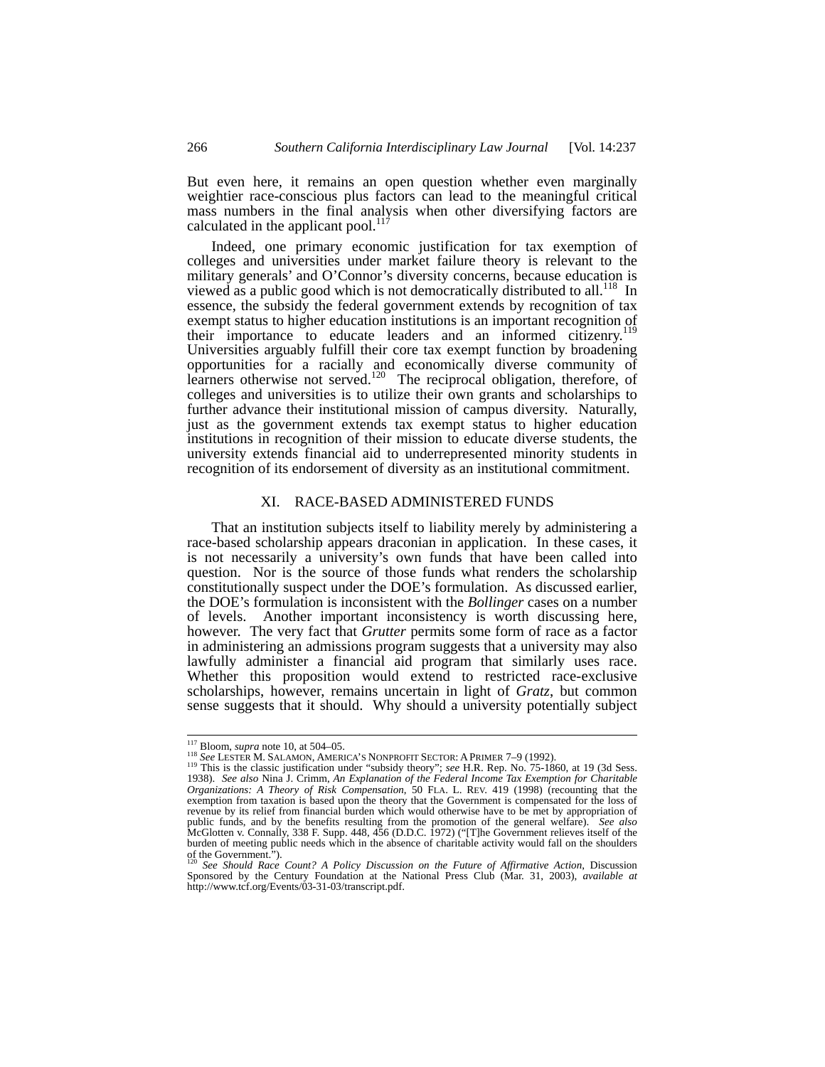But even here, it remains an open question whether even marginally weightier race-conscious plus factors can lead to the meaningful critical mass numbers in the final analysis when other diversifying factors are calculated in the applicant pool.[117]

Indeed, one primary economic justification for tax exemption of colleges and universities under market failure theory is relevant to the military generals' and O'Connor's diversity concerns, because education is viewed as a public good which is not democratically distributed to all.[118] In essence, the subsidy the federal government extends by recognition of tax exempt status to higher education institutions is an important recognition of their importance to educate leaders and an informed citizenry.[119] Universities arguably fulfill their core tax exempt function by broadening opportunities for a racially and economically diverse community of learners otherwise not served.[120] The reciprocal obligation, therefore, of colleges and universities is to utilize their own grants and scholarships to further advance their institutional mission of campus diversity. Naturally, just as the government extends tax exempt status to higher education institutions in recognition of their mission to educate diverse students, the university extends financial aid to underrepresented minority students in recognition of its endorsement of diversity as an institutional commitment.

## XI. RACE-BASED ADMINISTERED FUNDS

That an institution subjects itself to liability merely by administering a race-based scholarship appears draconian in application. In these cases, it is not necessarily a university's own funds that have been called into question. Nor is the source of those funds what renders the scholarship constitutionally suspect under the DOE's formulation. As discussed earlier, the DOE's formulation is inconsistent with the *Bollinger* cases on a number of levels. Another important inconsistency is worth discussing here, however. The very fact that *Grutter* permits some form of race as a factor in administering an admissions program suggests that a university may also lawfully administer a financial aid program that similarly uses race. Whether this proposition would extend to restricted race-exclusive scholarships, however, remains uncertain in light of *Gratz*, but common sense suggests that it should. Why should a university potentially subject

---

[117] Bloom, *supra* note 10, at 504–05.

[118] *See* LESTER M. SALAMON, AMERICA'S NONPROFIT SECTOR: A PRIMER 7–9 (1992).

[119] This is the classic justification under "subsidy theory"; *see* H.R. Rep. No. 75-1860, at 19 (3d Sess. 1938). *See also* Nina J. Crimm, *An Explanation of the Federal Income Tax Exemption for Charitable Organizations: A Theory of Risk Compensation*, 50 FLA. L. REV. 419 (1998) (recounting that the exemption from taxation is based upon the theory that the Government is compensated for the loss of revenue by its relief from financial burden which would otherwise have to be met by appropriation of public funds, and by the benefits resulting from the promotion of the general welfare). *See also* McGlotten v. Connally, 338 F. Supp. 448, 456 (D.D.C. 1972) ("[T]he Government relieves itself of the burden of meeting public needs which in the absence of charitable activity would fall on the shoulders of the Government.").

[120] *See Should Race Count? A Policy Discussion on the Future of Affirmative Action*, Discussion Sponsored by the Century Foundation at the National Press Club (Mar. 31, 2003), *available at* http://www.tcf.org/Events/03-31-03/transcript.pdf.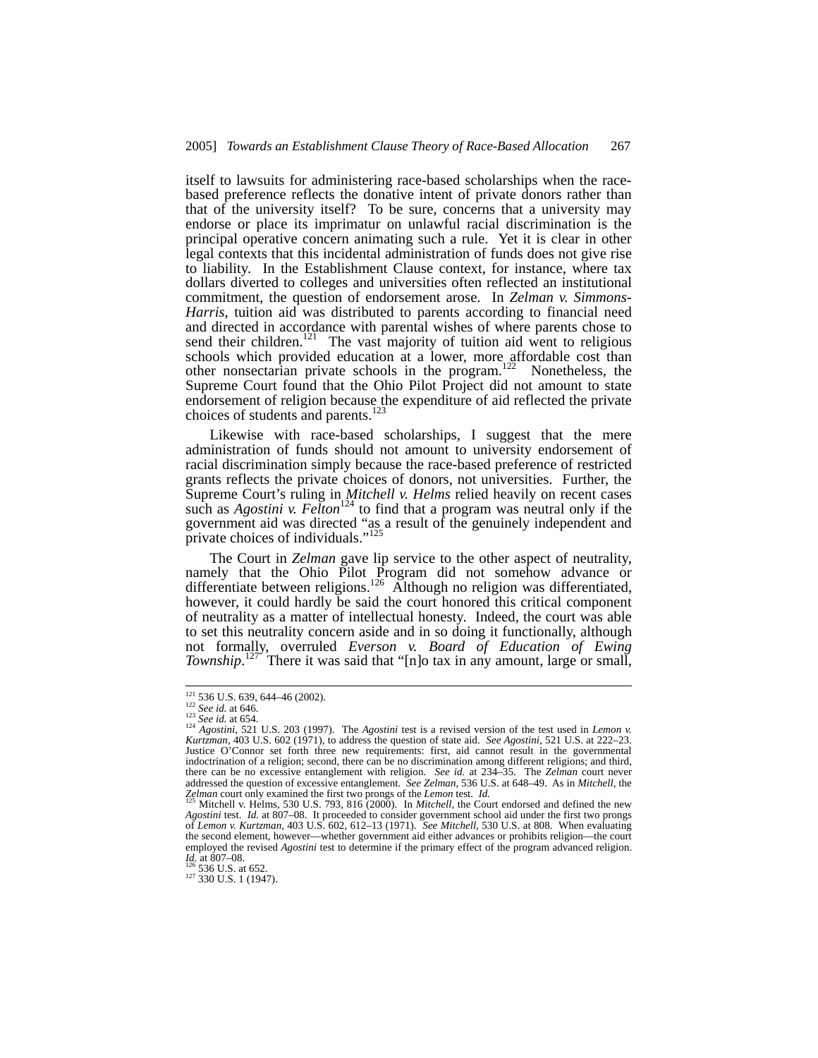itself to lawsuits for administering race-based scholarships when the race-based preference reflects the donative intent of private donors rather than that of the university itself? To be sure, concerns that a university may endorse or place its imprimatur on unlawful racial discrimination is the principal operative concern animating such a rule. Yet it is clear in other legal contexts that this incidental administration of funds does not give rise to liability. In the Establishment Clause context, for instance, where tax dollars diverted to colleges and universities often reflected an institutional commitment, the question of endorsement arose. In *Zelman v. Simmons-Harris*, tuition aid was distributed to parents according to financial need and directed in accordance with parental wishes of where parents chose to send their children.[121] The vast majority of tuition aid went to religious schools which provided education at a lower, more affordable cost than other nonsectarian private schools in the program.[122] Nonetheless, the Supreme Court found that the Ohio Pilot Project did not amount to state endorsement of religion because the expenditure of aid reflected the private choices of students and parents.[123]

Likewise with race-based scholarships, I suggest that the mere administration of funds should not amount to university endorsement of racial discrimination simply because the race-based preference of restricted grants reflects the private choices of donors, not universities. Further, the Supreme Court's ruling in *Mitchell v. Helms* relied heavily on recent cases such as *Agostini v. Felton*[124] to find that a program was neutral only if the government aid was directed "as a result of the genuinely independent and private choices of individuals."[125]

The Court in *Zelman* gave lip service to the other aspect of neutrality, namely that the Ohio Pilot Program did not somehow advance or differentiate between religions.[126] Although no religion was differentiated, however, it could hardly be said the court honored this critical component of neutrality as a matter of intellectual honesty. Indeed, the court was able to set this neutrality concern aside and in so doing it functionally, although not formally, overruled *Everson v. Board of Education of Ewing Township*.[127] There it was said that "[n]o tax in any amount, large or small,

---

[121] 536 U.S. 639, 644–46 (2002).

[122] *See id.* at 646.

[123] *See id.* at 654.

[124] *Agostini*, 521 U.S. 203 (1997). The *Agostini* test is a revised version of the test used in *Lemon v. Kurtzman*, 403 U.S. 602 (1971), to address the question of state aid. *See Agostini*, 521 U.S. at 222–23. Justice O'Connor set forth three new requirements: first, aid cannot result in the governmental indoctrination of a religion; second, there can be no discrimination among different religions; and third, there can be no excessive entanglement with religion. *See id.* at 234–35. The *Zelman* court never addressed the question of excessive entanglement. *See Zelman*, 536 U.S. at 648–49. As in *Mitchell*, the *Zelman* court only examined the first two prongs of the *Lemon* test. *Id.*

[125] Mitchell v. Helms, 530 U.S. 793, 816 (2000). In *Mitchell*, the Court endorsed and defined the new *Agostini* test. *Id.* at 807–08. It proceeded to consider government school aid under the first two prongs of *Lemon v. Kurtzman*, 403 U.S. 602, 612–13 (1971). *See Mitchell*, 530 U.S. at 808. When evaluating the second element, however—whether government aid either advances or prohibits religion—the court employed the revised *Agostini* test to determine if the primary effect of the program advanced religion. *Id.* at 807–08.

[126] 536 U.S. at 652.

[127] 330 U.S. 1 (1947).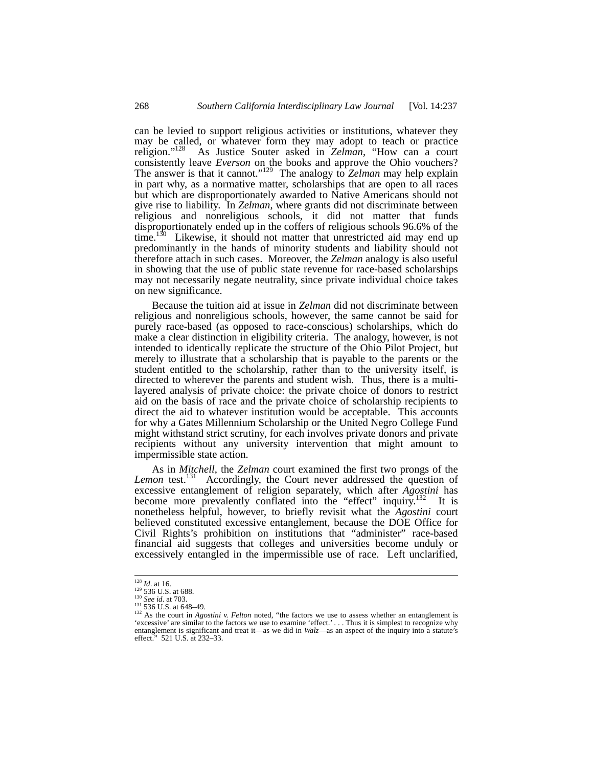can be levied to support religious activities or institutions, whatever they may be called, or whatever form they may adopt to teach or practice religion."[128] As Justice Souter asked in *Zelman*, "How can a court consistently leave *Everson* on the books and approve the Ohio vouchers? The answer is that it cannot."[129] The analogy to *Zelman* may help explain in part why, as a normative matter, scholarships that are open to all races but which are disproportionately awarded to Native Americans should not give rise to liability. In *Zelman*, where grants did not discriminate between religious and nonreligious schools, it did not matter that funds disproportionately ended up in the coffers of religious schools 96.6% of the time.[130] Likewise, it should not matter that unrestricted aid may end up predominantly in the hands of minority students and liability should not therefore attach in such cases. Moreover, the *Zelman* analogy is also useful in showing that the use of public state revenue for race-based scholarships may not necessarily negate neutrality, since private individual choice takes on new significance.

Because the tuition aid at issue in *Zelman* did not discriminate between religious and nonreligious schools, however, the same cannot be said for purely race-based (as opposed to race-conscious) scholarships, which do make a clear distinction in eligibility criteria. The analogy, however, is not intended to identically replicate the structure of the Ohio Pilot Project, but merely to illustrate that a scholarship that is payable to the parents or the student entitled to the scholarship, rather than to the university itself, is directed to wherever the parents and student wish. Thus, there is a multi-layered analysis of private choice: the private choice of donors to restrict aid on the basis of race and the private choice of scholarship recipients to direct the aid to whatever institution would be acceptable. This accounts for why a Gates Millennium Scholarship or the United Negro College Fund might withstand strict scrutiny, for each involves private donors and private recipients without any university intervention that might amount to impermissible state action.

As in *Mitchell*, the *Zelman* court examined the first two prongs of the *Lemon* test.[131] Accordingly, the Court never addressed the question of excessive entanglement of religion separately, which after *Agostini* has become more prevalently conflated into the "effect" inquiry.[132] It is nonetheless helpful, however, to briefly revisit what the *Agostini* court believed constituted excessive entanglement, because the DOE Office for Civil Rights's prohibition on institutions that "administer" race-based financial aid suggests that colleges and universities become unduly or excessively entangled in the impermissible use of race. Left unclarified,

---

[128] *Id*. at 16.

[129] 536 U.S. at 688.

[130] *See id*. at 703.

[131] 536 U.S. at 648–49.

[132] As the court in *Agostini v. Felton* noted, "the factors we use to assess whether an entanglement is 'excessive' are similar to the factors we use to examine 'effect.' . . . Thus it is simplest to recognize why entanglement is significant and treat it—as we did in *Walz*—as an aspect of the inquiry into a statute's effect." 521 U.S. at 232–33.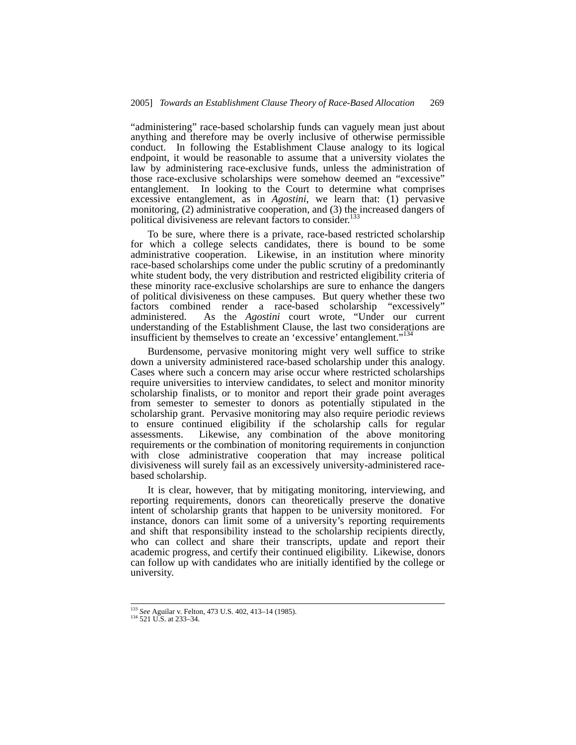"administering" race-based scholarship funds can vaguely mean just about anything and therefore may be overly inclusive of otherwise permissible conduct. In following the Establishment Clause analogy to its logical endpoint, it would be reasonable to assume that a university violates the law by administering race-exclusive funds, unless the administration of those race-exclusive scholarships were somehow deemed an "excessive" entanglement. In looking to the Court to determine what comprises excessive entanglement, as in *Agostini*, we learn that: (1) pervasive monitoring, (2) administrative cooperation, and (3) the increased dangers of political divisiveness are relevant factors to consider.[133]

To be sure, where there is a private, race-based restricted scholarship for which a college selects candidates, there is bound to be some administrative cooperation. Likewise, in an institution where minority race-based scholarships come under the public scrutiny of a predominantly white student body, the very distribution and restricted eligibility criteria of these minority race-exclusive scholarships are sure to enhance the dangers of political divisiveness on these campuses. But query whether these two factors combined render a race-based scholarship "excessively" administered. As the *Agostini* court wrote, "Under our current understanding of the Establishment Clause, the last two considerations are insufficient by themselves to create an 'excessive' entanglement."[134]

Burdensome, pervasive monitoring might very well suffice to strike down a university administered race-based scholarship under this analogy. Cases where such a concern may arise occur where restricted scholarships require universities to interview candidates, to select and monitor minority scholarship finalists, or to monitor and report their grade point averages from semester to semester to donors as potentially stipulated in the scholarship grant. Pervasive monitoring may also require periodic reviews to ensure continued eligibility if the scholarship calls for regular assessments. Likewise, any combination of the above monitoring requirements or the combination of monitoring requirements in conjunction with close administrative cooperation that may increase political divisiveness will surely fail as an excessively university-administered race-based scholarship.

It is clear, however, that by mitigating monitoring, interviewing, and reporting requirements, donors can theoretically preserve the donative intent of scholarship grants that happen to be university monitored. For instance, donors can limit some of a university's reporting requirements and shift that responsibility instead to the scholarship recipients directly, who can collect and share their transcripts, update and report their academic progress, and certify their continued eligibility. Likewise, donors can follow up with candidates who are initially identified by the college or university.

---

[133] *See* Aguilar v. Felton, 473 U.S. 402, 413–14 (1985).
[134] 521 U.S. at 233–34.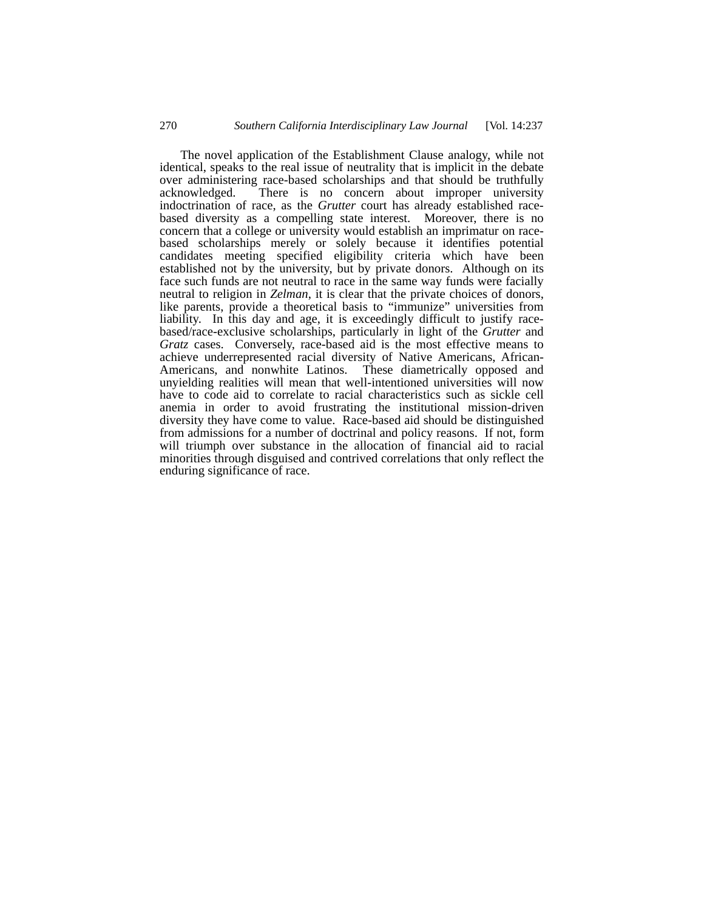The novel application of the Establishment Clause analogy, while not identical, speaks to the real issue of neutrality that is implicit in the debate over administering race-based scholarships and that should be truthfully acknowledged. There is no concern about improper university indoctrination of race, as the *Grutter* court has already established race-based diversity as a compelling state interest. Moreover, there is no concern that a college or university would establish an imprimatur on race-based scholarships merely or solely because it identifies potential candidates meeting specified eligibility criteria which have been established not by the university, but by private donors. Although on its face such funds are not neutral to race in the same way funds were facially neutral to religion in *Zelman*, it is clear that the private choices of donors, like parents, provide a theoretical basis to "immunize" universities from liability. In this day and age, it is exceedingly difficult to justify race-based/race-exclusive scholarships, particularly in light of the *Grutter* and *Gratz* cases. Conversely, race-based aid is the most effective means to achieve underrepresented racial diversity of Native Americans, African-Americans, and nonwhite Latinos. These diametrically opposed and unyielding realities will mean that well-intentioned universities will now have to code aid to correlate to racial characteristics such as sickle cell anemia in order to avoid frustrating the institutional mission-driven diversity they have come to value. Race-based aid should be distinguished from admissions for a number of doctrinal and policy reasons. If not, form will triumph over substance in the allocation of financial aid to racial minorities through disguised and contrived correlations that only reflect the enduring significance of race.